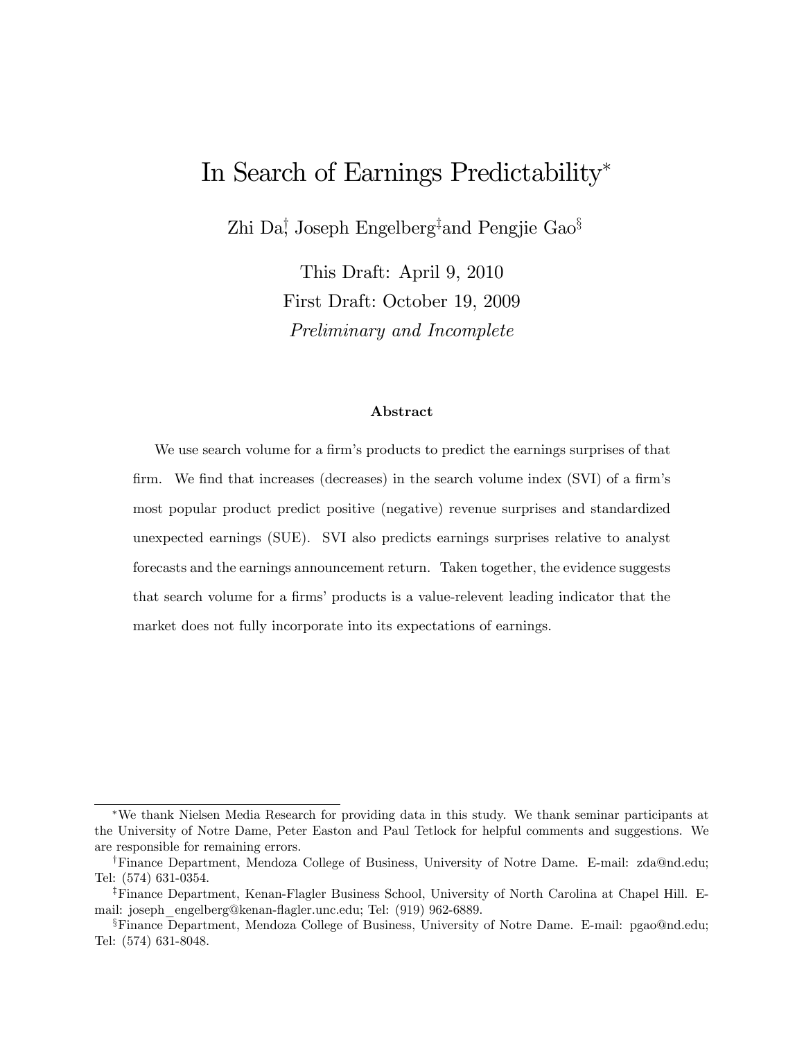# In Search of Earnings Predictability*

Zhi Da[†], Joseph Engelberg[‡] and Pengjie Gao[§]

This Draft: April 9, 2010

First Draft: October 19, 2009

*Preliminary and Incomplete*

## Abstract

We use search volume for a firm's products to predict the earnings surprises of that firm. We find that increases (decreases) in the search volume index (SVI) of a firm's most popular product predict positive (negative) revenue surprises and standardized unexpected earnings (SUE). SVI also predicts earnings surprises relative to analyst forecasts and the earnings announcement return. Taken together, the evidence suggests that search volume for a firms' products is a value-relevent leading indicator that the market does not fully incorporate into its expectations of earnings.

---

[*] We thank Nielsen Media Research for providing data in this study. We thank seminar participants at the University of Notre Dame, Peter Easton and Paul Tetlock for helpful comments and suggestions. We are responsible for remaining errors.

[†] Finance Department, Mendoza College of Business, University of Notre Dame. E-mail: zda@nd.edu; Tel: (574) 631-0354.

[‡] Finance Department, Kenan-Flagler Business School, University of North Carolina at Chapel Hill. E-mail: joseph_engelberg@kenan-flagler.unc.edu; Tel: (919) 962-6889.

[§] Finance Department, Mendoza College of Business, University of Notre Dame. E-mail: pgao@nd.edu; Tel: (574) 631-8048.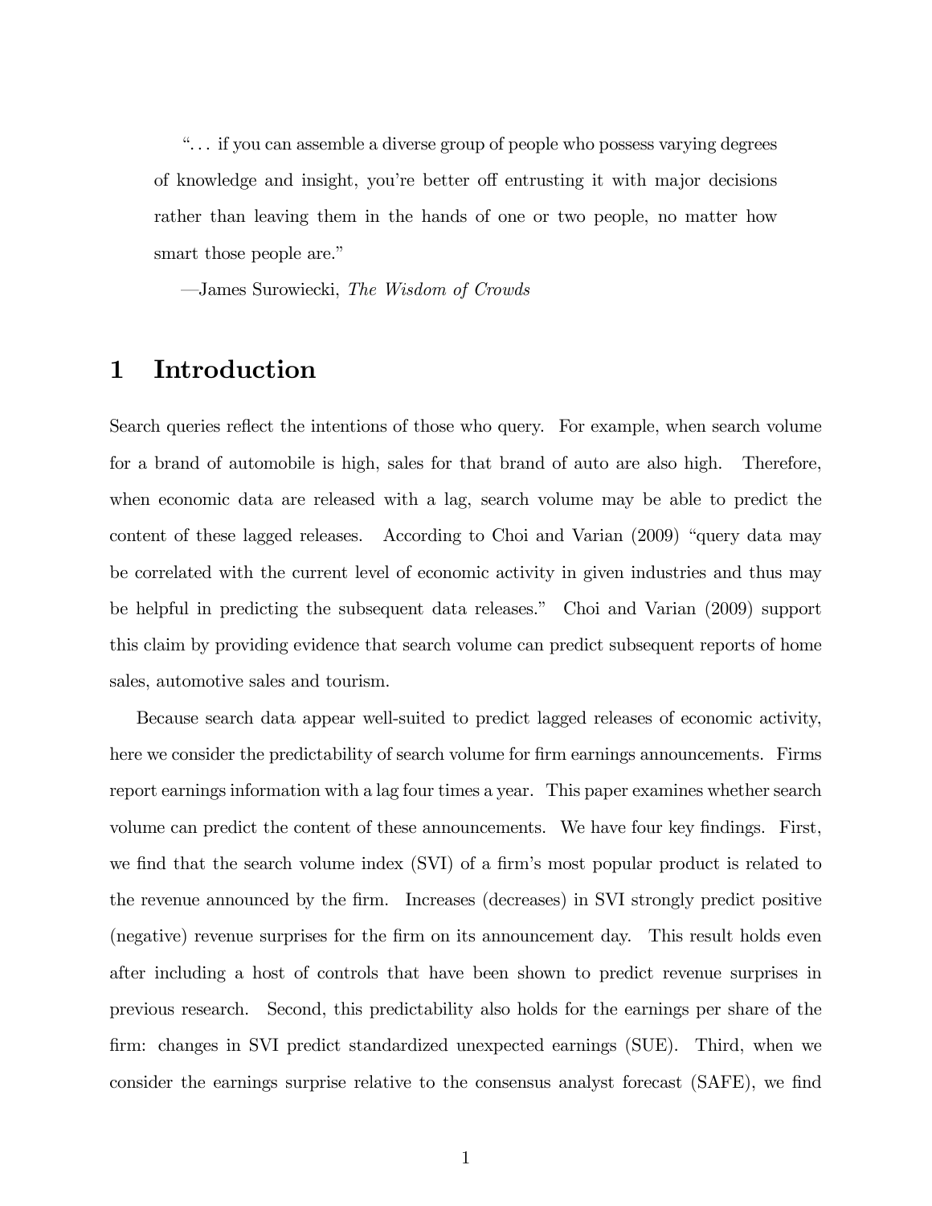"... if you can assemble a diverse group of people who possess varying degrees of knowledge and insight, you're better off entrusting it with major decisions rather than leaving them in the hands of one or two people, no matter how smart those people are."

—James Surowiecki, *The Wisdom of Crowds*

# 1 Introduction

Search queries reflect the intentions of those who query. For example, when search volume for a brand of automobile is high, sales for that brand of auto are also high. Therefore, when economic data are released with a lag, search volume may be able to predict the content of these lagged releases. According to Choi and Varian (2009) "query data may be correlated with the current level of economic activity in given industries and thus may be helpful in predicting the subsequent data releases." Choi and Varian (2009) support this claim by providing evidence that search volume can predict subsequent reports of home sales, automotive sales and tourism.

Because search data appear well-suited to predict lagged releases of economic activity, here we consider the predictability of search volume for firm earnings announcements. Firms report earnings information with a lag four times a year. This paper examines whether search volume can predict the content of these announcements. We have four key findings. First, we find that the search volume index (SVI) of a firm's most popular product is related to the revenue announced by the firm. Increases (decreases) in SVI strongly predict positive (negative) revenue surprises for the firm on its announcement day. This result holds even after including a host of controls that have been shown to predict revenue surprises in previous research. Second, this predictability also holds for the earnings per share of the firm: changes in SVI predict standardized unexpected earnings (SUE). Third, when we consider the earnings surprise relative to the consensus analyst forecast (SAFE), we find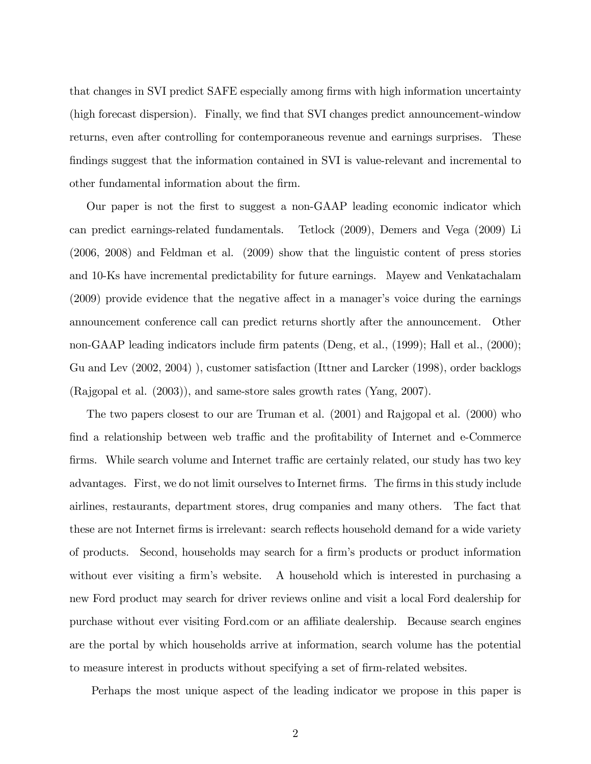that changes in SVI predict SAFE especially among firms with high information uncertainty (high forecast dispersion). Finally, we find that SVI changes predict announcement-window returns, even after controlling for contemporaneous revenue and earnings surprises. These findings suggest that the information contained in SVI is value-relevant and incremental to other fundamental information about the firm.

Our paper is not the first to suggest a non-GAAP leading economic indicator which can predict earnings-related fundamentals. Tetlock (2009), Demers and Vega (2009) Li (2006, 2008) and Feldman et al. (2009) show that the linguistic content of press stories and 10-Ks have incremental predictability for future earnings. Mayew and Venkatachalam (2009) provide evidence that the negative affect in a manager's voice during the earnings announcement conference call can predict returns shortly after the announcement. Other non-GAAP leading indicators include firm patents (Deng, et al., (1999); Hall et al., (2000); Gu and Lev (2002, 2004) ), customer satisfaction (Ittner and Larcker (1998), order backlogs (Rajgopal et al. (2003)), and same-store sales growth rates (Yang, 2007).

The two papers closest to our are Truman et al. (2001) and Rajgopal et al. (2000) who find a relationship between web traffic and the profitability of Internet and e-Commerce firms. While search volume and Internet traffic are certainly related, our study has two key advantages. First, we do not limit ourselves to Internet firms. The firms in this study include airlines, restaurants, department stores, drug companies and many others. The fact that these are not Internet firms is irrelevant: search reflects household demand for a wide variety of products. Second, households may search for a firm's products or product information without ever visiting a firm's website. A household which is interested in purchasing a new Ford product may search for driver reviews online and visit a local Ford dealership for purchase without ever visiting Ford.com or an affiliate dealership. Because search engines are the portal by which households arrive at information, search volume has the potential to measure interest in products without specifying a set of firm-related websites.

Perhaps the most unique aspect of the leading indicator we propose in this paper is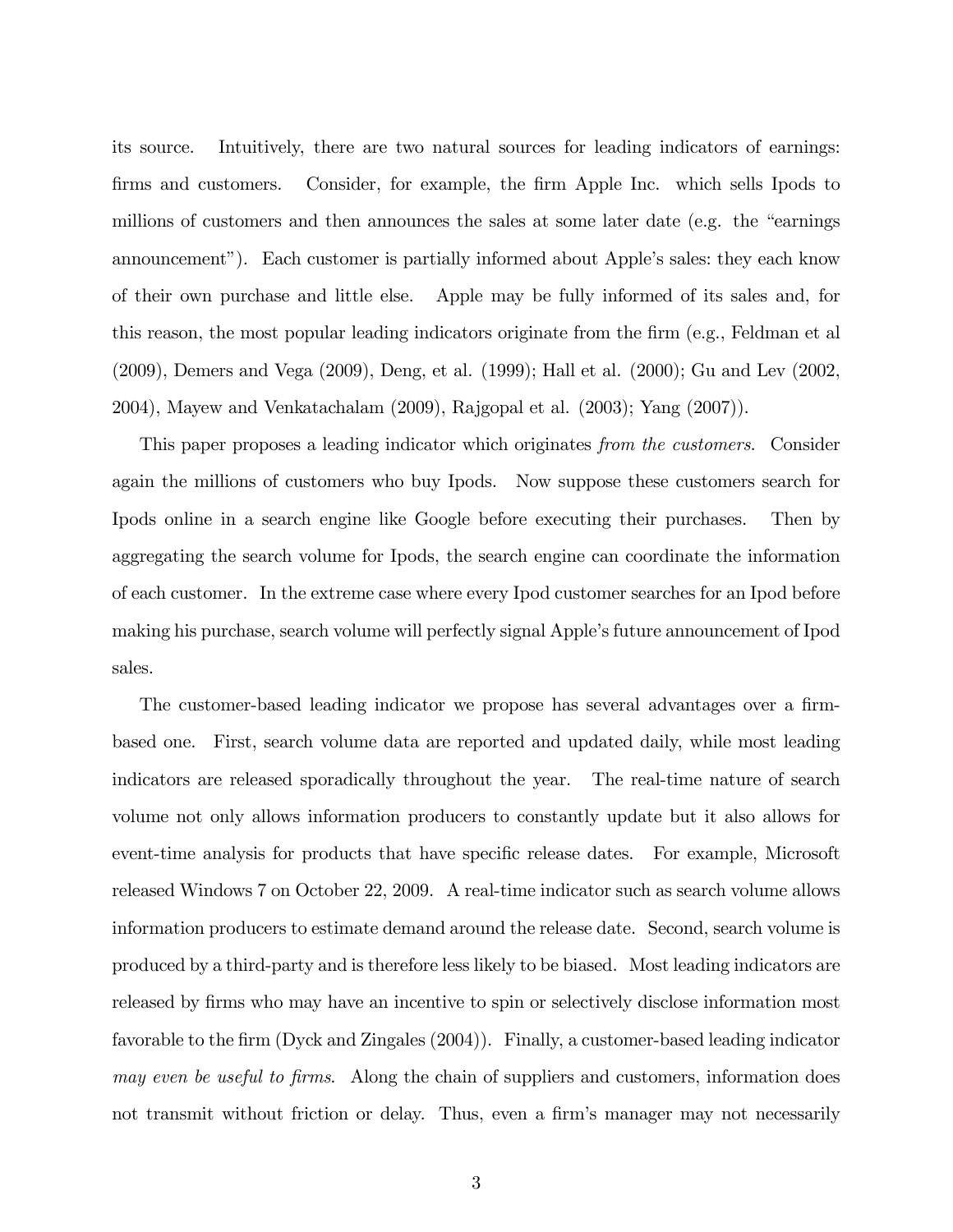its source. Intuitively, there are two natural sources for leading indicators of earnings: firms and customers. Consider, for example, the firm Apple Inc. which sells Ipods to millions of customers and then announces the sales at some later date (e.g. the "earnings announcement"). Each customer is partially informed about Apple's sales: they each know of their own purchase and little else. Apple may be fully informed of its sales and, for this reason, the most popular leading indicators originate from the firm (e.g., Feldman et al (2009), Demers and Vega (2009), Deng, et al. (1999); Hall et al. (2000); Gu and Lev (2002, 2004), Mayew and Venkatachalam (2009), Rajgopal et al. (2003); Yang (2007)).

This paper proposes a leading indicator which originates *from the customers*. Consider again the millions of customers who buy Ipods. Now suppose these customers search for Ipods online in a search engine like Google before executing their purchases. Then by aggregating the search volume for Ipods, the search engine can coordinate the information of each customer. In the extreme case where every Ipod customer searches for an Ipod before making his purchase, search volume will perfectly signal Apple's future announcement of Ipod sales.

The customer-based leading indicator we propose has several advantages over a firm-based one. First, search volume data are reported and updated daily, while most leading indicators are released sporadically throughout the year. The real-time nature of search volume not only allows information producers to constantly update but it also allows for event-time analysis for products that have specific release dates. For example, Microsoft released Windows 7 on October 22, 2009. A real-time indicator such as search volume allows information producers to estimate demand around the release date. Second, search volume is produced by a third-party and is therefore less likely to be biased. Most leading indicators are released by firms who may have an incentive to spin or selectively disclose information most favorable to the firm (Dyck and Zingales (2004)). Finally, a customer-based leading indicator *may even be useful to firms*. Along the chain of suppliers and customers, information does not transmit without friction or delay. Thus, even a firm's manager may not necessarily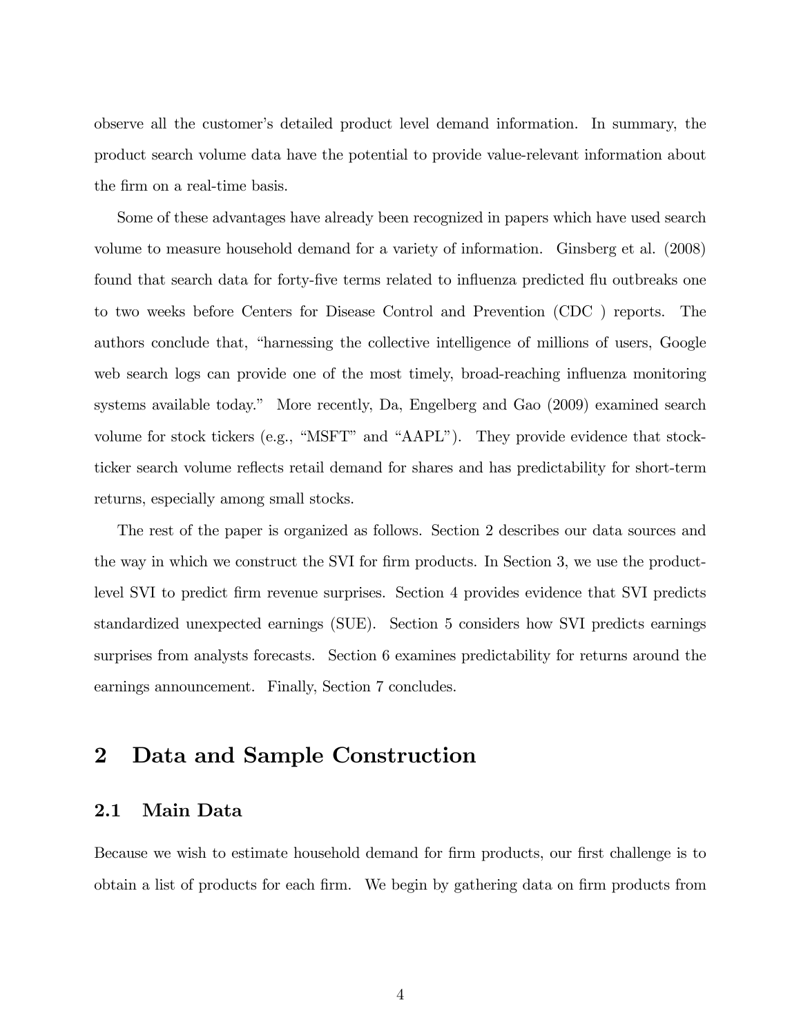observe all the customer's detailed product level demand information. In summary, the product search volume data have the potential to provide value-relevant information about the firm on a real-time basis.

Some of these advantages have already been recognized in papers which have used search volume to measure household demand for a variety of information. Ginsberg et al. (2008) found that search data for forty-five terms related to influenza predicted flu outbreaks one to two weeks before Centers for Disease Control and Prevention (CDC ) reports. The authors conclude that, "harnessing the collective intelligence of millions of users, Google web search logs can provide one of the most timely, broad-reaching influenza monitoring systems available today." More recently, Da, Engelberg and Gao (2009) examined search volume for stock tickers (e.g., "MSFT" and "AAPL"). They provide evidence that stock-ticker search volume reflects retail demand for shares and has predictability for short-term returns, especially among small stocks.

The rest of the paper is organized as follows. Section 2 describes our data sources and the way in which we construct the SVI for firm products. In Section 3, we use the product-level SVI to predict firm revenue surprises. Section 4 provides evidence that SVI predicts standardized unexpected earnings (SUE). Section 5 considers how SVI predicts earnings surprises from analysts forecasts. Section 6 examines predictability for returns around the earnings announcement. Finally, Section 7 concludes.

# 2 Data and Sample Construction

## 2.1 Main Data

Because we wish to estimate household demand for firm products, our first challenge is to obtain a list of products for each firm. We begin by gathering data on firm products from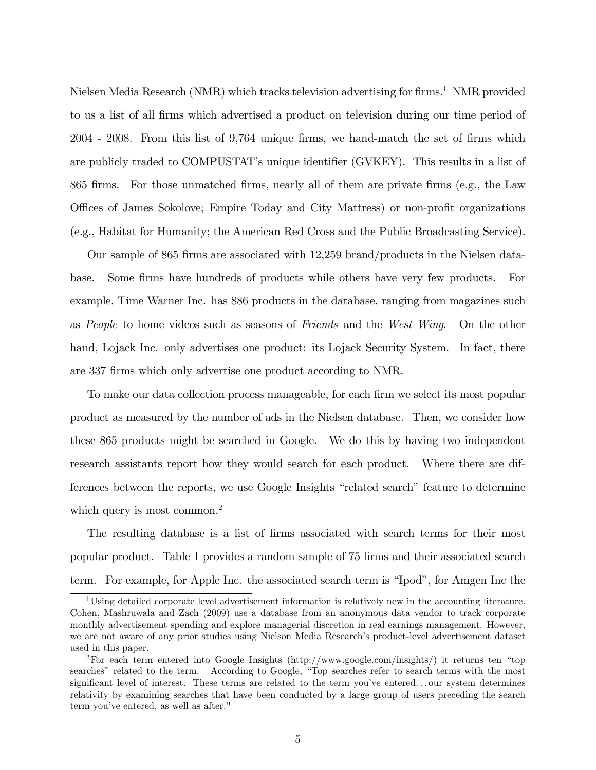Nielsen Media Research (NMR) which tracks television advertising for firms.[1] NMR provided to us a list of all firms which advertised a product on television during our time period of 2004 - 2008. From this list of 9,764 unique firms, we hand-match the set of firms which are publicly traded to COMPUSTAT's unique identifier (GVKEY). This results in a list of 865 firms. For those unmatched firms, nearly all of them are private firms (e.g., the Law Offices of James Sokolove; Empire Today and City Mattress) or non-profit organizations (e.g., Habitat for Humanity; the American Red Cross and the Public Broadcasting Service).

Our sample of 865 firms are associated with 12,259 brand/products in the Nielsen database. Some firms have hundreds of products while others have very few products. For example, Time Warner Inc. has 886 products in the database, ranging from magazines such as *People* to home videos such as seasons of *Friends* and the *West Wing*. On the other hand, Lojack Inc. only advertises one product: its Lojack Security System. In fact, there are 337 firms which only advertise one product according to NMR.

To make our data collection process manageable, for each firm we select its most popular product as measured by the number of ads in the Nielsen database. Then, we consider how these 865 products might be searched in Google. We do this by having two independent research assistants report how they would search for each product. Where there are differences between the reports, we use Google Insights "related search" feature to determine which query is most common.[2]

The resulting database is a list of firms associated with search terms for their most popular product. Table 1 provides a random sample of 75 firms and their associated search term. For example, for Apple Inc. the associated search term is "Ipod", for Amgen Inc the

[1] Using detailed corporate level advertisement information is relatively new in the accounting literature. Cohen, Mashruwala and Zach (2009) use a database from an anonymous data vendor to track corporate monthly advertisement spending and explore managerial discretion in real earnings management. However, we are not aware of any prior studies using Nielson Media Research's product-level advertisement dataset used in this paper.

[2] For each term entered into Google Insights (http://www.google.com/insights/) it returns ten "top searches" related to the term. According to Google, "Top searches refer to search terms with the most significant level of interest. These terms are related to the term you've entered... our system determines relativity by examining searches that have been conducted by a large group of users preceding the search term you've entered, as well as after."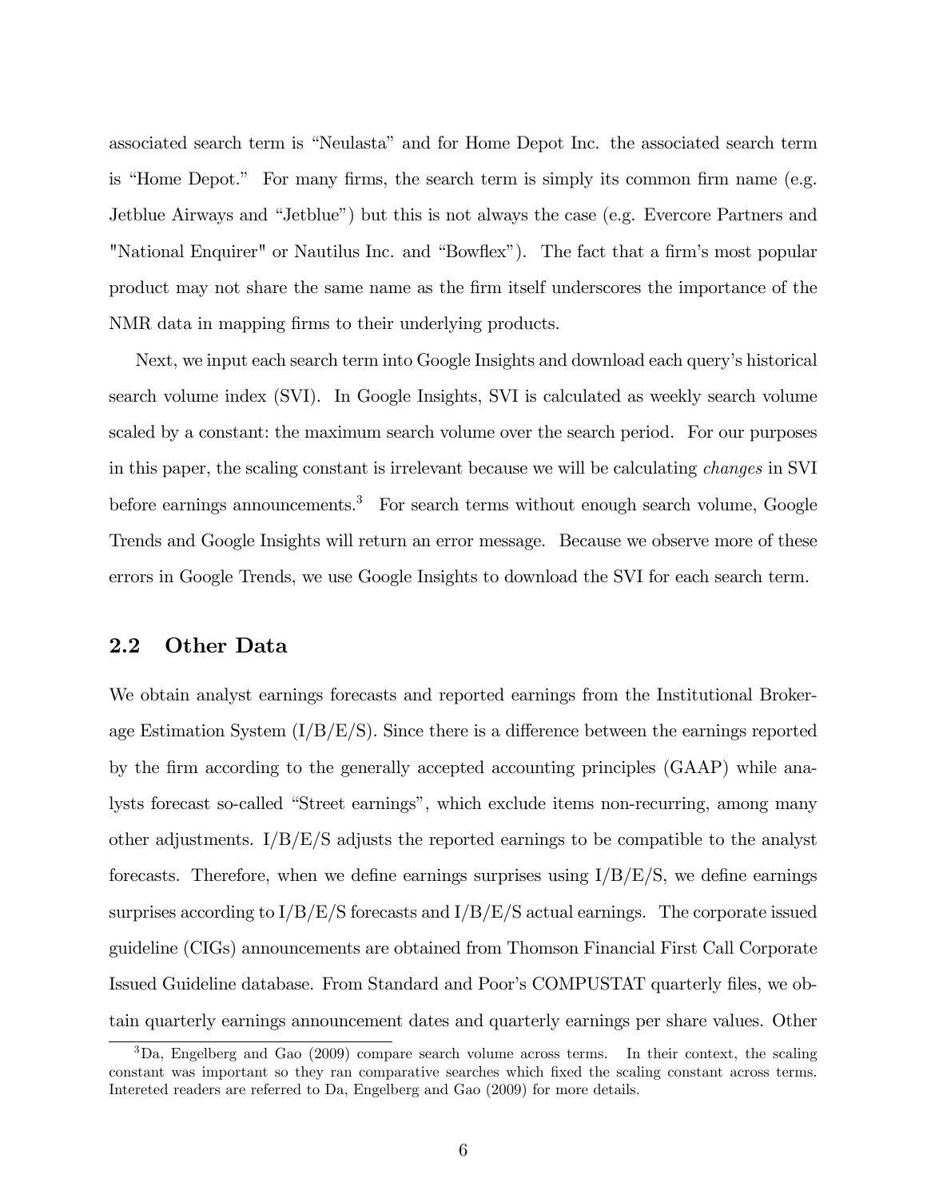associated search term is "Neulasta" and for Home Depot Inc. the associated search term is "Home Depot." For many firms, the search term is simply its common firm name (e.g. Jetblue Airways and "Jetblue") but this is not always the case (e.g. Evercore Partners and "National Enquirer" or Nautilus Inc. and "Bowflex"). The fact that a firm's most popular product may not share the same name as the firm itself underscores the importance of the NMR data in mapping firms to their underlying products.

Next, we input each search term into Google Insights and download each query's historical search volume index (SVI). In Google Insights, SVI is calculated as weekly search volume scaled by a constant: the maximum search volume over the search period. For our purposes in this paper, the scaling constant is irrelevant because we will be calculating *changes* in SVI before earnings announcements.[3] For search terms without enough search volume, Google Trends and Google Insights will return an error message. Because we observe more of these errors in Google Trends, we use Google Insights to download the SVI for each search term.

## 2.2 Other Data

We obtain analyst earnings forecasts and reported earnings from the Institutional Brokerage Estimation System (I/B/E/S). Since there is a difference between the earnings reported by the firm according to the generally accepted accounting principles (GAAP) while analysts forecast so-called "Street earnings", which exclude items non-recurring, among many other adjustments. I/B/E/S adjusts the reported earnings to be compatible to the analyst forecasts. Therefore, when we define earnings surprises using I/B/E/S, we define earnings surprises according to I/B/E/S forecasts and I/B/E/S actual earnings. The corporate issued guideline (CIGs) announcements are obtained from Thomson Financial First Call Corporate Issued Guideline database. From Standard and Poor's COMPUSTAT quarterly files, we obtain quarterly earnings announcement dates and quarterly earnings per share values. Other

[3] Da, Engelberg and Gao (2009) compare search volume across terms. In their context, the scaling constant was important so they ran comparative searches which fixed the scaling constant across terms. Intereted readers are referred to Da, Engelberg and Gao (2009) for more details.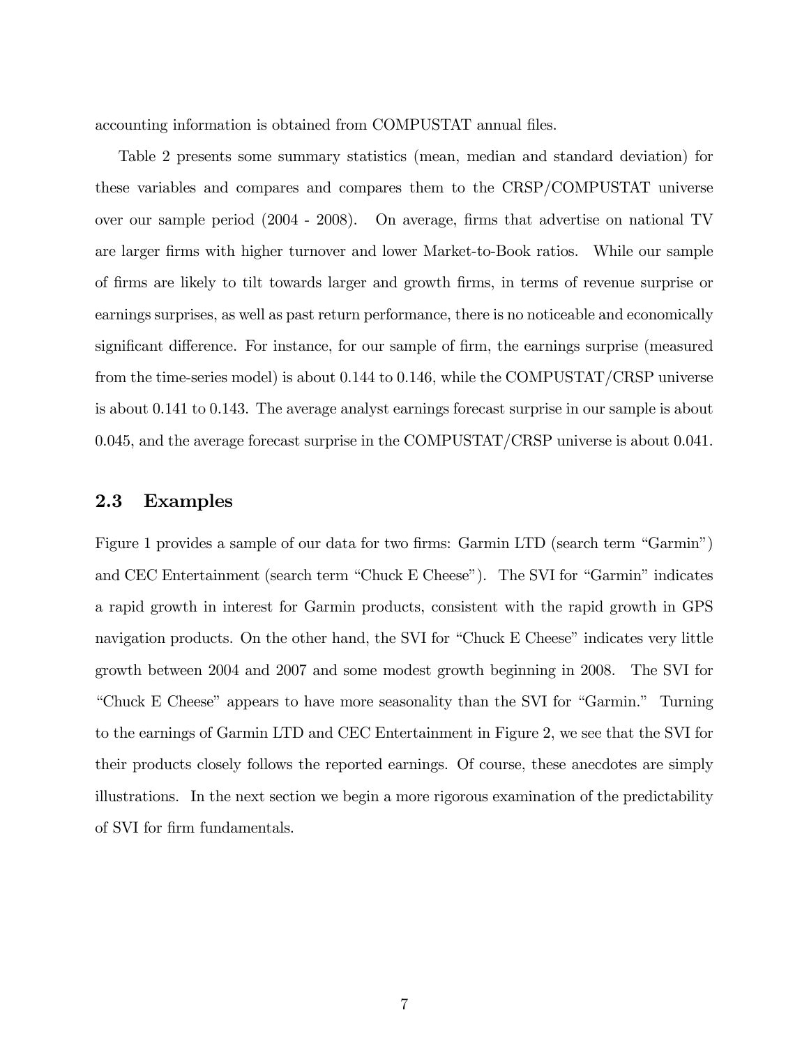accounting information is obtained from COMPUSTAT annual files.

Table 2 presents some summary statistics (mean, median and standard deviation) for these variables and compares and compares them to the CRSP/COMPUSTAT universe over our sample period (2004 - 2008). On average, firms that advertise on national TV are larger firms with higher turnover and lower Market-to-Book ratios. While our sample of firms are likely to tilt towards larger and growth firms, in terms of revenue surprise or earnings surprises, as well as past return performance, there is no noticeable and economically significant difference. For instance, for our sample of firm, the earnings surprise (measured from the time-series model) is about 0.144 to 0.146, while the COMPUSTAT/CRSP universe is about 0.141 to 0.143. The average analyst earnings forecast surprise in our sample is about 0.045, and the average forecast surprise in the COMPUSTAT/CRSP universe is about 0.041.

## 2.3 Examples

Figure 1 provides a sample of our data for two firms: Garmin LTD (search term "Garmin") and CEC Entertainment (search term "Chuck E Cheese"). The SVI for "Garmin" indicates a rapid growth in interest for Garmin products, consistent with the rapid growth in GPS navigation products. On the other hand, the SVI for "Chuck E Cheese" indicates very little growth between 2004 and 2007 and some modest growth beginning in 2008. The SVI for "Chuck E Cheese" appears to have more seasonality than the SVI for "Garmin." Turning to the earnings of Garmin LTD and CEC Entertainment in Figure 2, we see that the SVI for their products closely follows the reported earnings. Of course, these anecdotes are simply illustrations. In the next section we begin a more rigorous examination of the predictability of SVI for firm fundamentals.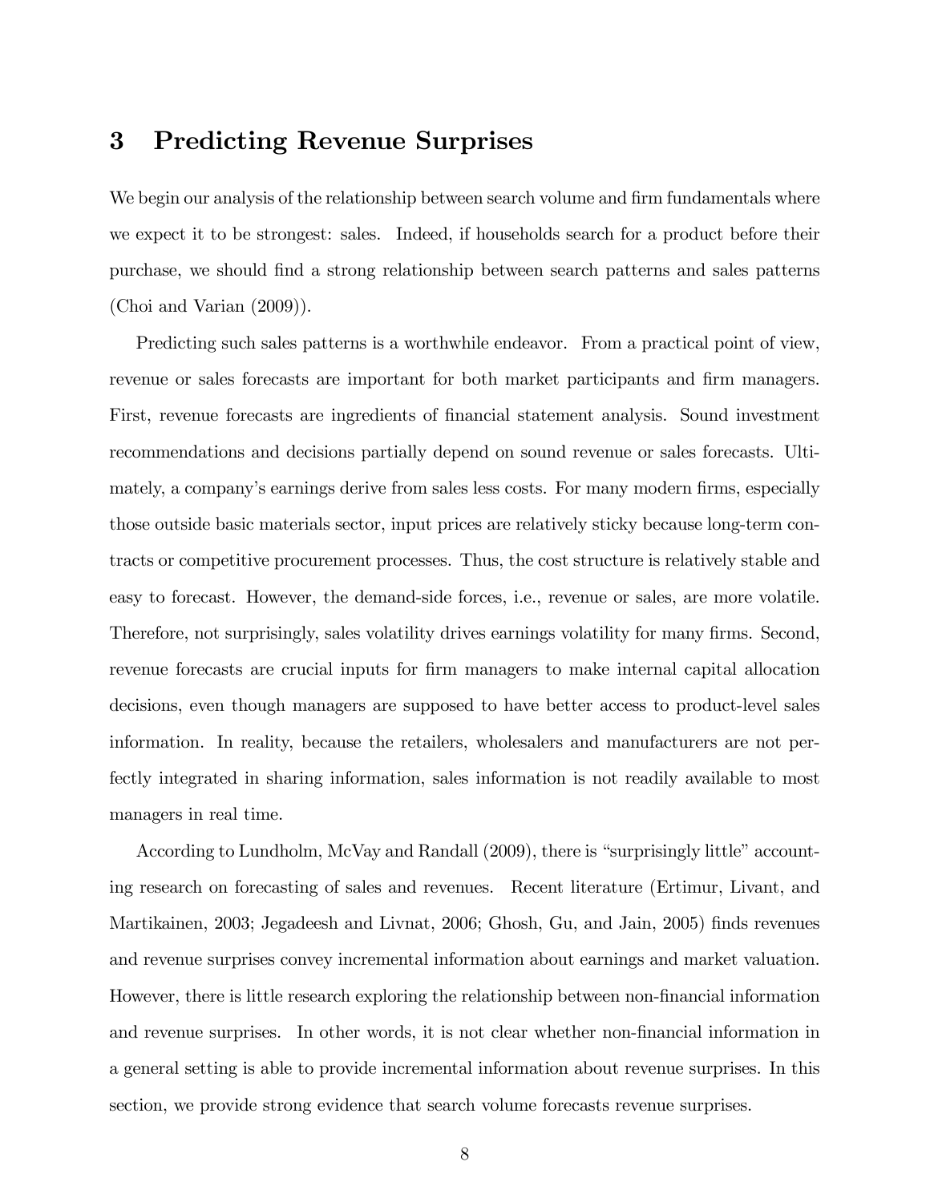# 3 Predicting Revenue Surprises

We begin our analysis of the relationship between search volume and firm fundamentals where we expect it to be strongest: sales. Indeed, if households search for a product before their purchase, we should find a strong relationship between search patterns and sales patterns (Choi and Varian (2009)).

Predicting such sales patterns is a worthwhile endeavor. From a practical point of view, revenue or sales forecasts are important for both market participants and firm managers. First, revenue forecasts are ingredients of financial statement analysis. Sound investment recommendations and decisions partially depend on sound revenue or sales forecasts. Ultimately, a company's earnings derive from sales less costs. For many modern firms, especially those outside basic materials sector, input prices are relatively sticky because long-term contracts or competitive procurement processes. Thus, the cost structure is relatively stable and easy to forecast. However, the demand-side forces, i.e., revenue or sales, are more volatile. Therefore, not surprisingly, sales volatility drives earnings volatility for many firms. Second, revenue forecasts are crucial inputs for firm managers to make internal capital allocation decisions, even though managers are supposed to have better access to product-level sales information. In reality, because the retailers, wholesalers and manufacturers are not perfectly integrated in sharing information, sales information is not readily available to most managers in real time.

According to Lundholm, McVay and Randall (2009), there is "surprisingly little" accounting research on forecasting of sales and revenues. Recent literature (Ertimur, Livant, and Martikainen, 2003; Jegadeesh and Livnat, 2006; Ghosh, Gu, and Jain, 2005) finds revenues and revenue surprises convey incremental information about earnings and market valuation. However, there is little research exploring the relationship between non-financial information and revenue surprises. In other words, it is not clear whether non-financial information in a general setting is able to provide incremental information about revenue surprises. In this section, we provide strong evidence that search volume forecasts revenue surprises.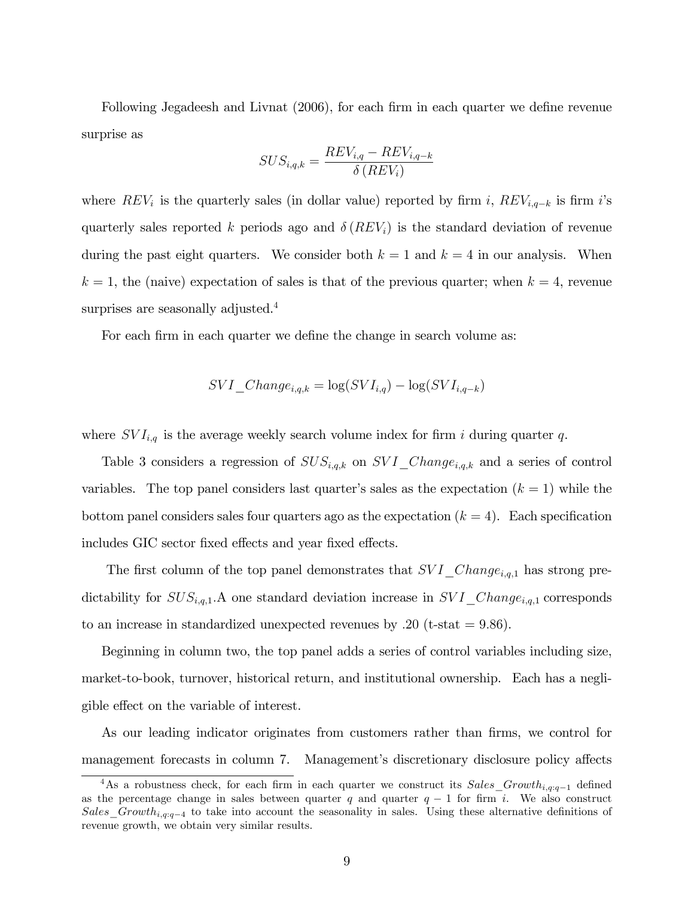Following Jegadeesh and Livnat (2006), for each firm in each quarter we define revenue surprise as

$$SUS_{i,q,k} = \frac{REV_{i,q} - REV_{i,q-k}}{\delta\left(REV_i\right)}$$

where $REV_i$ is the quarterly sales (in dollar value) reported by firm $i$, $REV_{i,q-k}$ is firm $i$'s quarterly sales reported $k$ periods ago and $\delta\left(REV_i\right)$ is the standard deviation of revenue during the past eight quarters. We consider both $k = 1$ and $k = 4$ in our analysis. When $k = 1$, the (naive) expectation of sales is that of the previous quarter; when $k = 4$, revenue surprises are seasonally adjusted.[4]

For each firm in each quarter we define the change in search volume as:

$$SVI\_Change_{i,q,k} = \log(SVI_{i,q}) - \log(SVI_{i,q-k})$$

where $SVI_{i,q}$ is the average weekly search volume index for firm $i$ during quarter $q$.

Table 3 considers a regression of $SUS_{i,q,k}$ on $SVI\_Change_{i,q,k}$ and a series of control variables. The top panel considers last quarter's sales as the expectation ($k = 1$) while the bottom panel considers sales four quarters ago as the expectation ($k = 4$). Each specification includes GIC sector fixed effects and year fixed effects.

The first column of the top panel demonstrates that $SVI\_Change_{i,q,1}$ has strong predictability for $SUS_{i,q,1}$.A one standard deviation increase in $SVI\_Change_{i,q,1}$ corresponds to an increase in standardized unexpected revenues by .20 (t-stat = 9.86).

Beginning in column two, the top panel adds a series of control variables including size, market-to-book, turnover, historical return, and institutional ownership. Each has a negligible effect on the variable of interest.

As our leading indicator originates from customers rather than firms, we control for management forecasts in column 7. Management's discretionary disclosure policy affects

[4] As a robustness check, for each firm in each quarter we construct its $Sales\_Growth_{i,q:q-1}$ defined as the percentage change in sales between quarter $q$ and quarter $q-1$ for firm $i$. We also construct $Sales\_Growth_{i,q:q-4}$ to take into account the seasonality in sales. Using these alternative definitions of revenue growth, we obtain very similar results.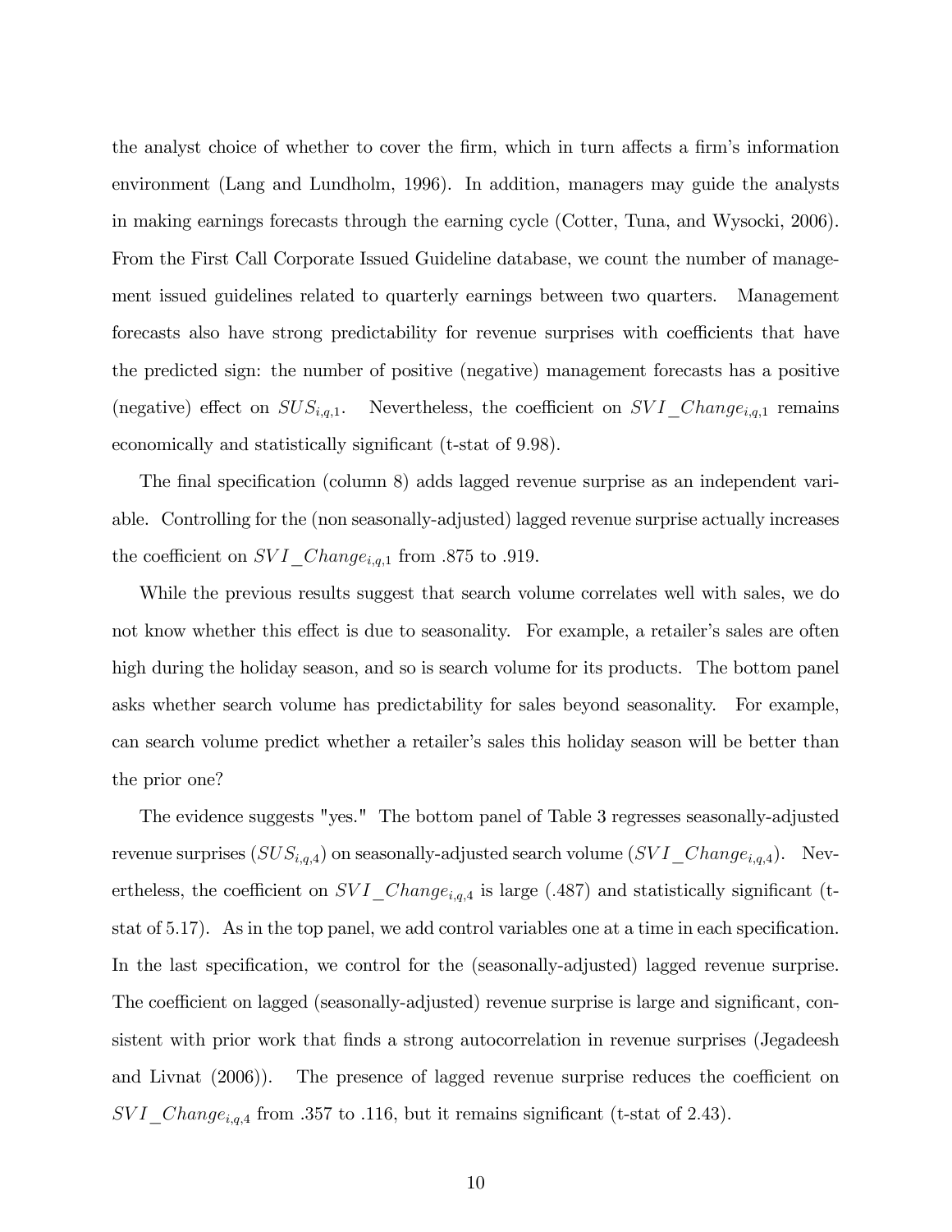the analyst choice of whether to cover the firm, which in turn affects a firm's information environment (Lang and Lundholm, 1996). In addition, managers may guide the analysts in making earnings forecasts through the earning cycle (Cotter, Tuna, and Wysocki, 2006). From the First Call Corporate Issued Guideline database, we count the number of management issued guidelines related to quarterly earnings between two quarters. Management forecasts also have strong predictability for revenue surprises with coefficients that have the predicted sign: the number of positive (negative) management forecasts has a positive (negative) effect on $SUS_{i,q,1}$. Nevertheless, the coefficient on $SVI\_Change_{i,q,1}$ remains economically and statistically significant (t-stat of 9.98).

The final specification (column 8) adds lagged revenue surprise as an independent variable. Controlling for the (non seasonally-adjusted) lagged revenue surprise actually increases the coefficient on $SVI\_Change_{i,q,1}$ from .875 to .919.

While the previous results suggest that search volume correlates well with sales, we do not know whether this effect is due to seasonality. For example, a retailer's sales are often high during the holiday season, and so is search volume for its products. The bottom panel asks whether search volume has predictability for sales beyond seasonality. For example, can search volume predict whether a retailer's sales this holiday season will be better than the prior one?

The evidence suggests "yes." The bottom panel of Table 3 regresses seasonally-adjusted revenue surprises ($SUS_{i,q,4}$) on seasonally-adjusted search volume ($SVI\_Change_{i,q,4}$). Nevertheless, the coefficient on $SVI\_Change_{i,q,4}$ is large (.487) and statistically significant (t-stat of 5.17). As in the top panel, we add control variables one at a time in each specification. In the last specification, we control for the (seasonally-adjusted) lagged revenue surprise. The coefficient on lagged (seasonally-adjusted) revenue surprise is large and significant, consistent with prior work that finds a strong autocorrelation in revenue surprises (Jegadeesh and Livnat (2006)). The presence of lagged revenue surprise reduces the coefficient on $SVI\_Change_{i,q,4}$ from .357 to .116, but it remains significant (t-stat of 2.43).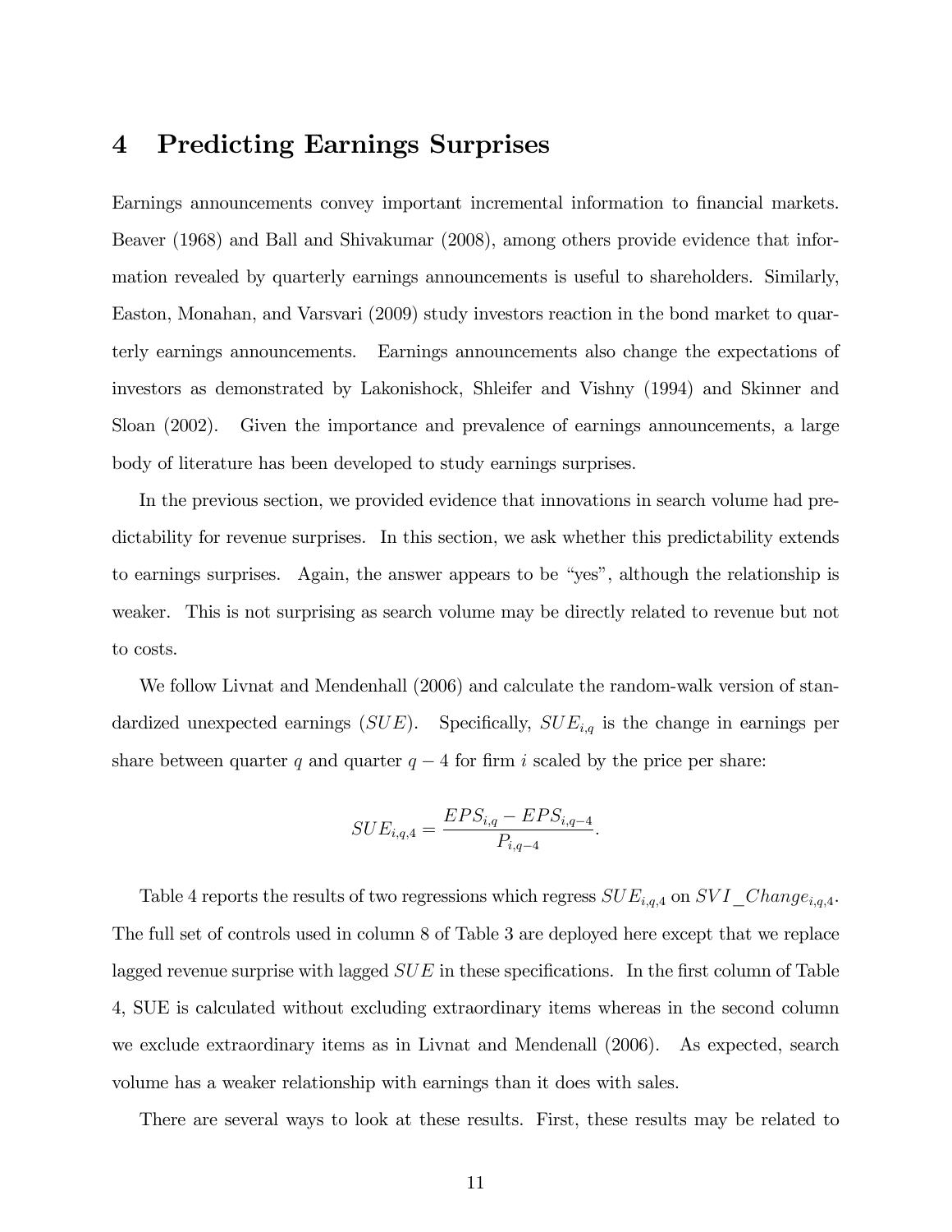# 4 Predicting Earnings Surprises

Earnings announcements convey important incremental information to financial markets. Beaver (1968) and Ball and Shivakumar (2008), among others provide evidence that information revealed by quarterly earnings announcements is useful to shareholders. Similarly, Easton, Monahan, and Varsvari (2009) study investors reaction in the bond market to quarterly earnings announcements. Earnings announcements also change the expectations of investors as demonstrated by Lakonishock, Shleifer and Vishny (1994) and Skinner and Sloan (2002). Given the importance and prevalence of earnings announcements, a large body of literature has been developed to study earnings surprises.

In the previous section, we provided evidence that innovations in search volume had predictability for revenue surprises. In this section, we ask whether this predictability extends to earnings surprises. Again, the answer appears to be "yes", although the relationship is weaker. This is not surprising as search volume may be directly related to revenue but not to costs.

We follow Livnat and Mendenhall (2006) and calculate the random-walk version of standardized unexpected earnings ($SUE$). Specifically, $SUE_{i,q}$ is the change in earnings per share between quarter $q$ and quarter $q-4$ for firm $i$ scaled by the price per share:

$$SUE_{i,q,4} = \frac{EPS_{i,q} - EPS_{i,q-4}}{P_{i,q-4}}.$$

Table 4 reports the results of two regressions which regress $SUE_{i,q,4}$ on $SVI\_Change_{i,q,4}$. The full set of controls used in column 8 of Table 3 are deployed here except that we replace lagged revenue surprise with lagged $SUE$ in these specifications. In the first column of Table 4, SUE is calculated without excluding extraordinary items whereas in the second column we exclude extraordinary items as in Livnat and Mendenall (2006). As expected, search volume has a weaker relationship with earnings than it does with sales.

There are several ways to look at these results. First, these results may be related to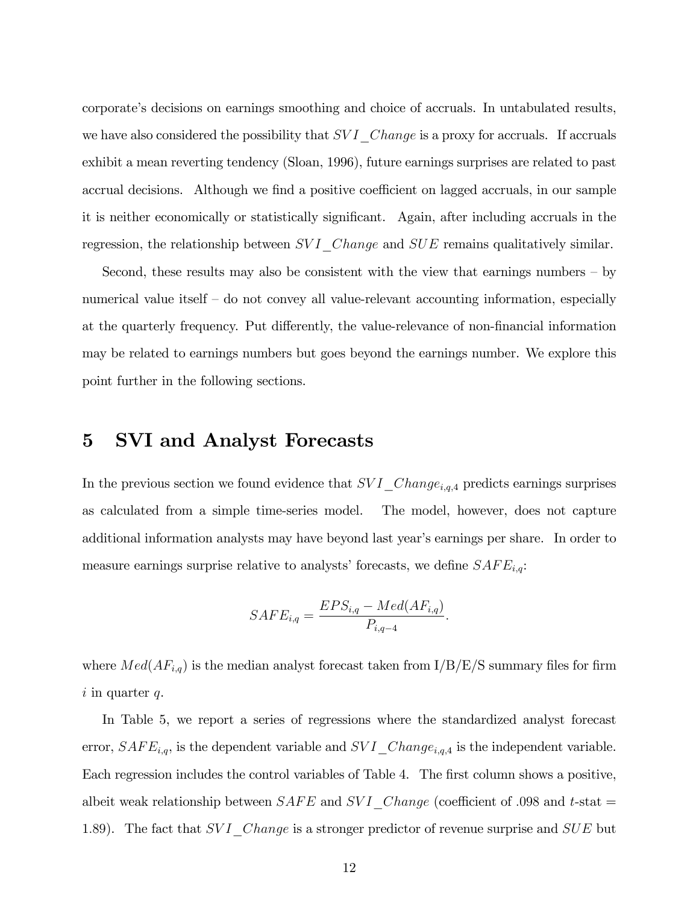corporate's decisions on earnings smoothing and choice of accruals. In untabulated results, we have also considered the possibility that $SVI\_Change$ is a proxy for accruals. If accruals exhibit a mean reverting tendency (Sloan, 1996), future earnings surprises are related to past accrual decisions. Although we find a positive coefficient on lagged accruals, in our sample it is neither economically or statistically significant. Again, after including accruals in the regression, the relationship between $SVI\_Change$ and $SUE$ remains qualitatively similar.

Second, these results may also be consistent with the view that earnings numbers – by numerical value itself – do not convey all value-relevant accounting information, especially at the quarterly frequency. Put differently, the value-relevance of non-financial information may be related to earnings numbers but goes beyond the earnings number. We explore this point further in the following sections.

# 5 SVI and Analyst Forecasts

In the previous section we found evidence that $SVI\_Change_{i,q,4}$ predicts earnings surprises as calculated from a simple time-series model. The model, however, does not capture additional information analysts may have beyond last year's earnings per share. In order to measure earnings surprise relative to analysts' forecasts, we define $SAFE_{i,q}$:

$$SAFE_{i,q} = \frac{EPS_{i,q} - Med(AF_{i,q})}{P_{i,q-4}}.$$

where $Med(AF_{i,q})$ is the median analyst forecast taken from I/B/E/S summary files for firm $i$ in quarter $q$.

In Table 5, we report a series of regressions where the standardized analyst forecast error, $SAFE_{i,q}$, is the dependent variable and $SVI\_Change_{i,q,4}$ is the independent variable. Each regression includes the control variables of Table 4. The first column shows a positive, albeit weak relationship between $SAFE$ and $SVI\_Change$ (coefficient of .098 and $t$-stat = 1.89). The fact that $SVI\_Change$ is a stronger predictor of revenue surprise and $SUE$ but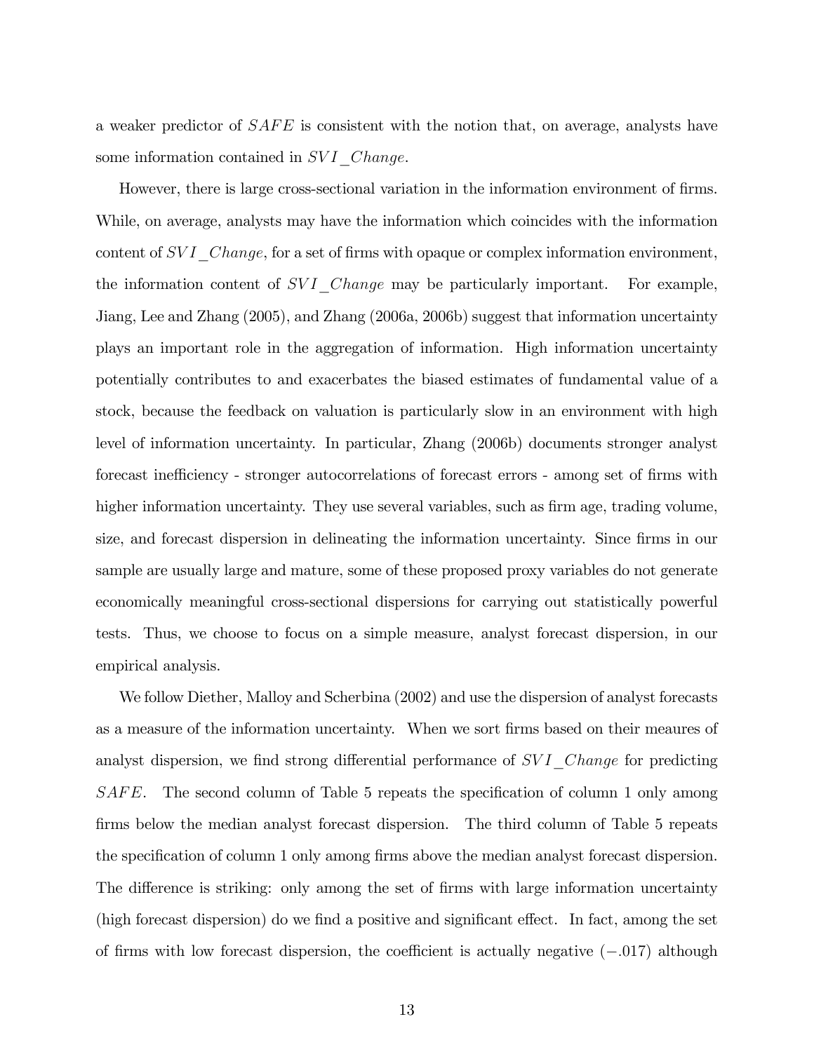a weaker predictor of $SAFE$ is consistent with the notion that, on average, analysts have some information contained in $SVI\_Change$.

However, there is large cross-sectional variation in the information environment of firms. While, on average, analysts may have the information which coincides with the information content of $SVI\_Change$, for a set of firms with opaque or complex information environment, the information content of $SVI\_Change$ may be particularly important. For example, Jiang, Lee and Zhang (2005), and Zhang (2006a, 2006b) suggest that information uncertainty plays an important role in the aggregation of information. High information uncertainty potentially contributes to and exacerbates the biased estimates of fundamental value of a stock, because the feedback on valuation is particularly slow in an environment with high level of information uncertainty. In particular, Zhang (2006b) documents stronger analyst forecast inefficiency - stronger autocorrelations of forecast errors - among set of firms with higher information uncertainty. They use several variables, such as firm age, trading volume, size, and forecast dispersion in delineating the information uncertainty. Since firms in our sample are usually large and mature, some of these proposed proxy variables do not generate economically meaningful cross-sectional dispersions for carrying out statistically powerful tests. Thus, we choose to focus on a simple measure, analyst forecast dispersion, in our empirical analysis.

We follow Diether, Malloy and Scherbina (2002) and use the dispersion of analyst forecasts as a measure of the information uncertainty. When we sort firms based on their meaures of analyst dispersion, we find strong differential performance of $SVI\_Change$ for predicting $SAFE$. The second column of Table 5 repeats the specification of column 1 only among firms below the median analyst forecast dispersion. The third column of Table 5 repeats the specification of column 1 only among firms above the median analyst forecast dispersion. The difference is striking: only among the set of firms with large information uncertainty (high forecast dispersion) do we find a positive and significant effect. In fact, among the set of firms with low forecast dispersion, the coefficient is actually negative ($-.017$) although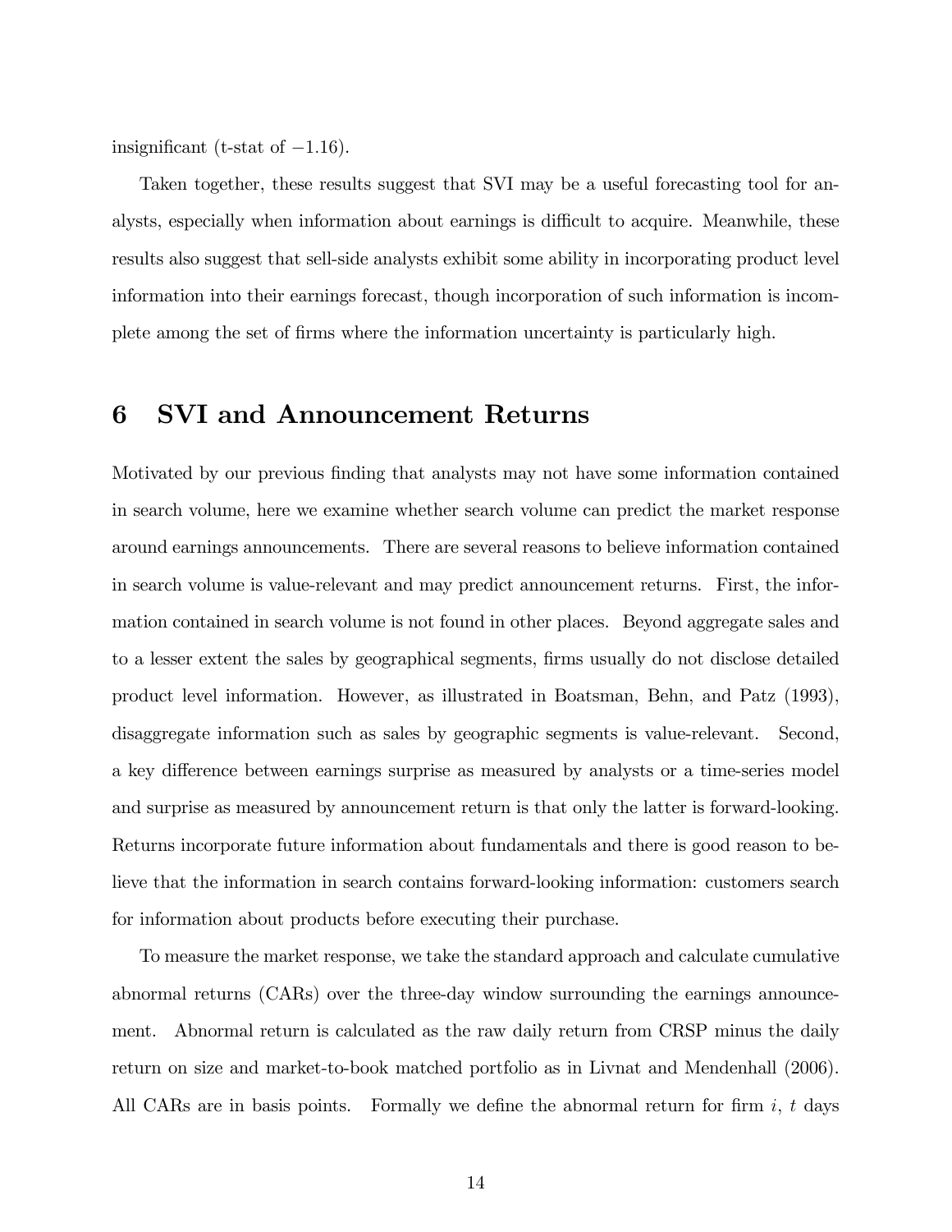insignificant (t-stat of −1.16).

Taken together, these results suggest that SVI may be a useful forecasting tool for analysts, especially when information about earnings is difficult to acquire. Meanwhile, these results also suggest that sell-side analysts exhibit some ability in incorporating product level information into their earnings forecast, though incorporation of such information is incomplete among the set of firms where the information uncertainty is particularly high.

# 6 SVI and Announcement Returns

Motivated by our previous finding that analysts may not have some information contained in search volume, here we examine whether search volume can predict the market response around earnings announcements. There are several reasons to believe information contained in search volume is value-relevant and may predict announcement returns. First, the information contained in search volume is not found in other places. Beyond aggregate sales and to a lesser extent the sales by geographical segments, firms usually do not disclose detailed product level information. However, as illustrated in Boatsman, Behn, and Patz (1993), disaggregate information such as sales by geographic segments is value-relevant. Second, a key difference between earnings surprise as measured by analysts or a time-series model and surprise as measured by announcement return is that only the latter is forward-looking. Returns incorporate future information about fundamentals and there is good reason to believe that the information in search contains forward-looking information: customers search for information about products before executing their purchase.

To measure the market response, we take the standard approach and calculate cumulative abnormal returns (CARs) over the three-day window surrounding the earnings announcement. Abnormal return is calculated as the raw daily return from CRSP minus the daily return on size and market-to-book matched portfolio as in Livnat and Mendenhall (2006). All CARs are in basis points. Formally we define the abnormal return for firm $i$, $t$ days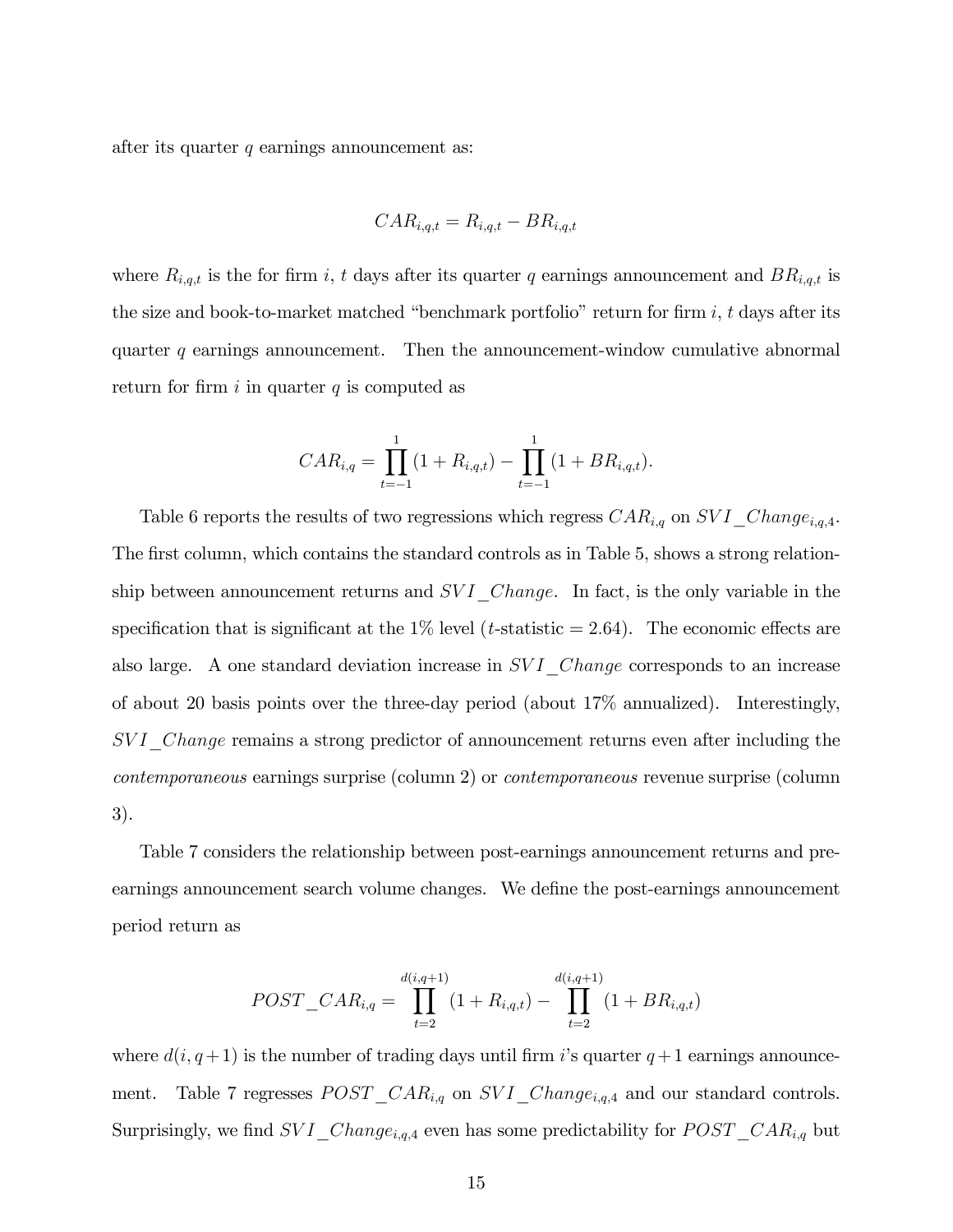after its quarter $q$ earnings announcement as:

$$CAR_{i,q,t} = R_{i,q,t} - BR_{i,q,t}$$

where $R_{i,q,t}$ is the for firm $i$, $t$ days after its quarter $q$ earnings announcement and $BR_{i,q,t}$ is the size and book-to-market matched "benchmark portfolio" return for firm $i$, $t$ days after its quarter $q$ earnings announcement. Then the announcement-window cumulative abnormal return for firm $i$ in quarter $q$ is computed as

$$CAR_{i,q} = \prod_{t=-1}^{1}(1 + R_{i,q,t}) - \prod_{t=-1}^{1}(1 + BR_{i,q,t}).$$

Table 6 reports the results of two regressions which regress $CAR_{i,q}$ on $SVI\_Change_{i,q,4}$. The first column, which contains the standard controls as in Table 5, shows a strong relationship between announcement returns and $SVI\_Change$. In fact, is the only variable in the specification that is significant at the 1% level ($t$-statistic = 2.64). The economic effects are also large. A one standard deviation increase in $SVI\_Change$ corresponds to an increase of about 20 basis points over the three-day period (about 17% annualized). Interestingly, $SVI\_Change$ remains a strong predictor of announcement returns even after including the *contemporaneous* earnings surprise (column 2) or *contemporaneous* revenue surprise (column 3).

Table 7 considers the relationship between post-earnings announcement returns and pre-earnings announcement search volume changes. We define the post-earnings announcement period return as

$$POST\_CAR_{i,q} = \prod_{t=2}^{d(i,q+1)}(1 + R_{i,q,t}) - \prod_{t=2}^{d(i,q+1)}(1 + BR_{i,q,t})$$

where $d(i, q+1)$ is the number of trading days until firm $i$'s quarter $q+1$ earnings announcement. Table 7 regresses $POST\_CAR_{i,q}$ on $SVI\_Change_{i,q,4}$ and our standard controls. Surprisingly, we find $SVI\_Change_{i,q,4}$ even has some predictability for $POST\_CAR_{i,q}$ but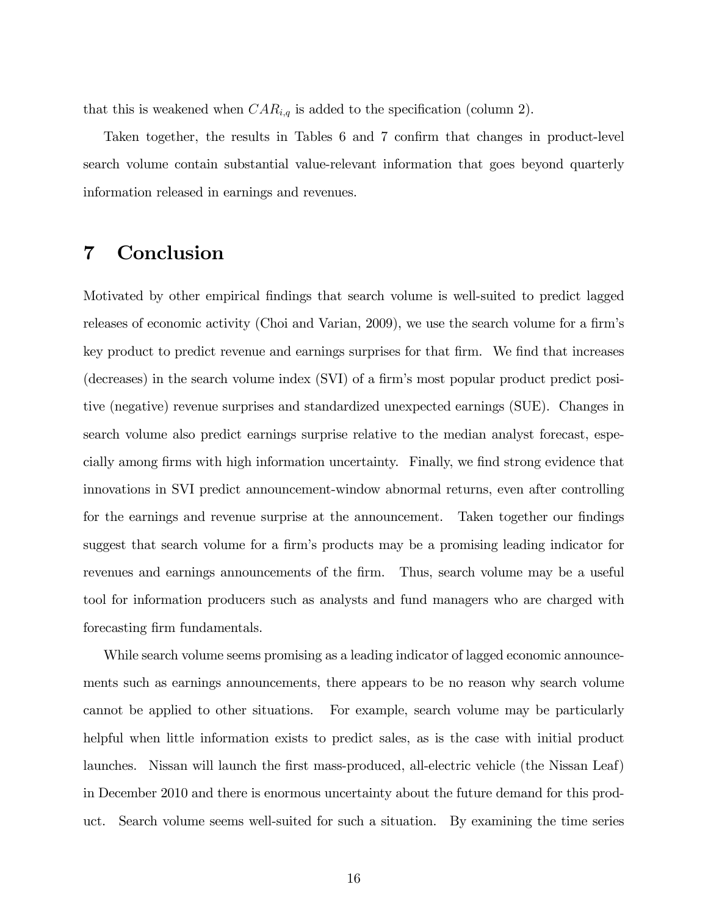that this is weakened when $CAR_{i,q}$ is added to the specification (column 2).

Taken together, the results in Tables 6 and 7 confirm that changes in product-level search volume contain substantial value-relevant information that goes beyond quarterly information released in earnings and revenues.

# 7 Conclusion

Motivated by other empirical findings that search volume is well-suited to predict lagged releases of economic activity (Choi and Varian, 2009), we use the search volume for a firm's key product to predict revenue and earnings surprises for that firm. We find that increases (decreases) in the search volume index (SVI) of a firm's most popular product predict positive (negative) revenue surprises and standardized unexpected earnings (SUE). Changes in search volume also predict earnings surprise relative to the median analyst forecast, especially among firms with high information uncertainty. Finally, we find strong evidence that innovations in SVI predict announcement-window abnormal returns, even after controlling for the earnings and revenue surprise at the announcement. Taken together our findings suggest that search volume for a firm's products may be a promising leading indicator for revenues and earnings announcements of the firm. Thus, search volume may be a useful tool for information producers such as analysts and fund managers who are charged with forecasting firm fundamentals.

While search volume seems promising as a leading indicator of lagged economic announcements such as earnings announcements, there appears to be no reason why search volume cannot be applied to other situations. For example, search volume may be particularly helpful when little information exists to predict sales, as is the case with initial product launches. Nissan will launch the first mass-produced, all-electric vehicle (the Nissan Leaf) in December 2010 and there is enormous uncertainty about the future demand for this product. Search volume seems well-suited for such a situation. By examining the time series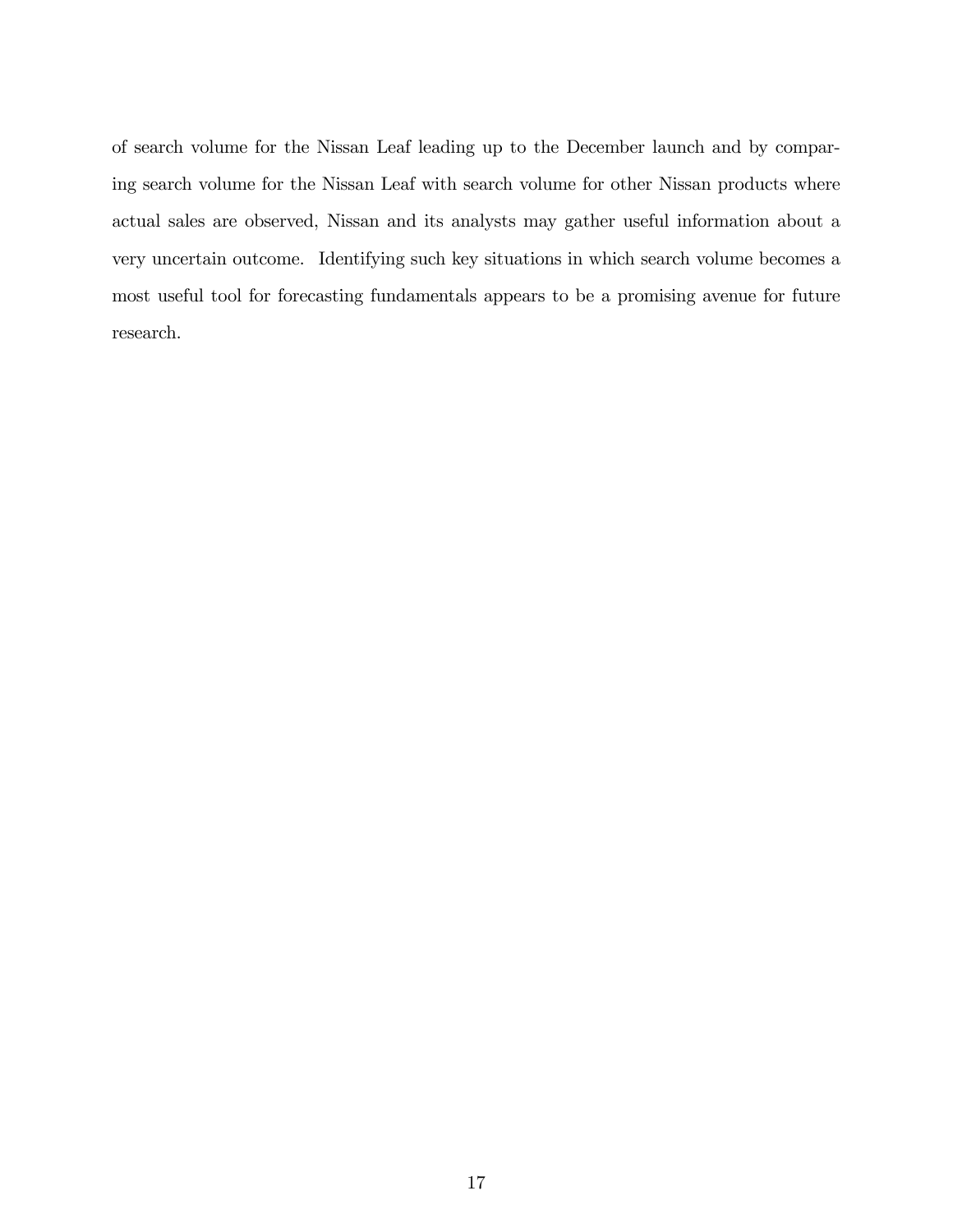of search volume for the Nissan Leaf leading up to the December launch and by comparing search volume for the Nissan Leaf with search volume for other Nissan products where actual sales are observed, Nissan and its analysts may gather useful information about a very uncertain outcome. Identifying such key situations in which search volume becomes a most useful tool for forecasting fundamentals appears to be a promising avenue for future research.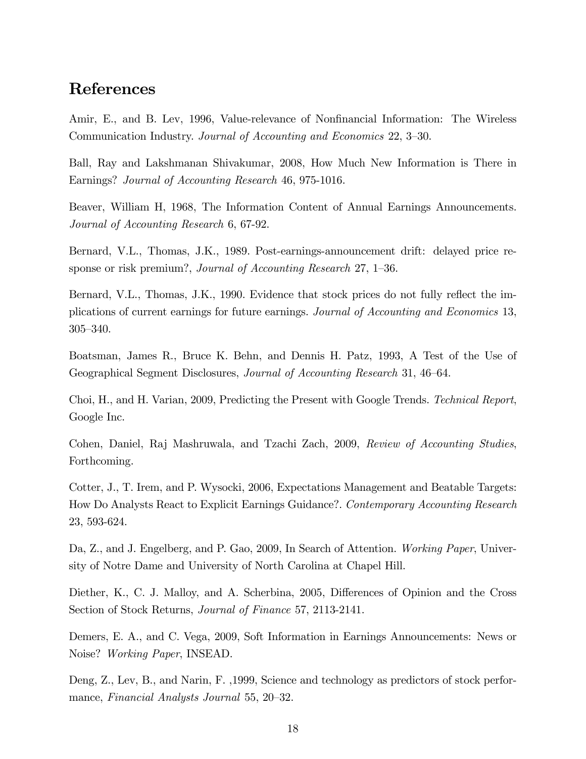## References

Amir, E., and B. Lev, 1996, Value-relevance of Nonfinancial Information: The Wireless Communication Industry. *Journal of Accounting and Economics* 22, 3–30.

Ball, Ray and Lakshmanan Shivakumar, 2008, How Much New Information is There in Earnings? *Journal of Accounting Research* 46, 975-1016.

Beaver, William H, 1968, The Information Content of Annual Earnings Announcements. *Journal of Accounting Research* 6, 67-92.

Bernard, V.L., Thomas, J.K., 1989. Post-earnings-announcement drift: delayed price response or risk premium?, *Journal of Accounting Research* 27, 1–36.

Bernard, V.L., Thomas, J.K., 1990. Evidence that stock prices do not fully reflect the implications of current earnings for future earnings. *Journal of Accounting and Economics* 13, 305–340.

Boatsman, James R., Bruce K. Behn, and Dennis H. Patz, 1993, A Test of the Use of Geographical Segment Disclosures, *Journal of Accounting Research* 31, 46–64.

Choi, H., and H. Varian, 2009, Predicting the Present with Google Trends. *Technical Report*, Google Inc.

Cohen, Daniel, Raj Mashruwala, and Tzachi Zach, 2009, *Review of Accounting Studies*, Forthcoming.

Cotter, J., T. Irem, and P. Wysocki, 2006, Expectations Management and Beatable Targets: How Do Analysts React to Explicit Earnings Guidance?. *Contemporary Accounting Research* 23, 593-624.

Da, Z., and J. Engelberg, and P. Gao, 2009, In Search of Attention. *Working Paper*, University of Notre Dame and University of North Carolina at Chapel Hill.

Diether, K., C. J. Malloy, and A. Scherbina, 2005, Differences of Opinion and the Cross Section of Stock Returns, *Journal of Finance* 57, 2113-2141.

Demers, E. A., and C. Vega, 2009, Soft Information in Earnings Announcements: News or Noise? *Working Paper*, INSEAD.

Deng, Z., Lev, B., and Narin, F. ,1999, Science and technology as predictors of stock performance, *Financial Analysts Journal* 55, 20–32.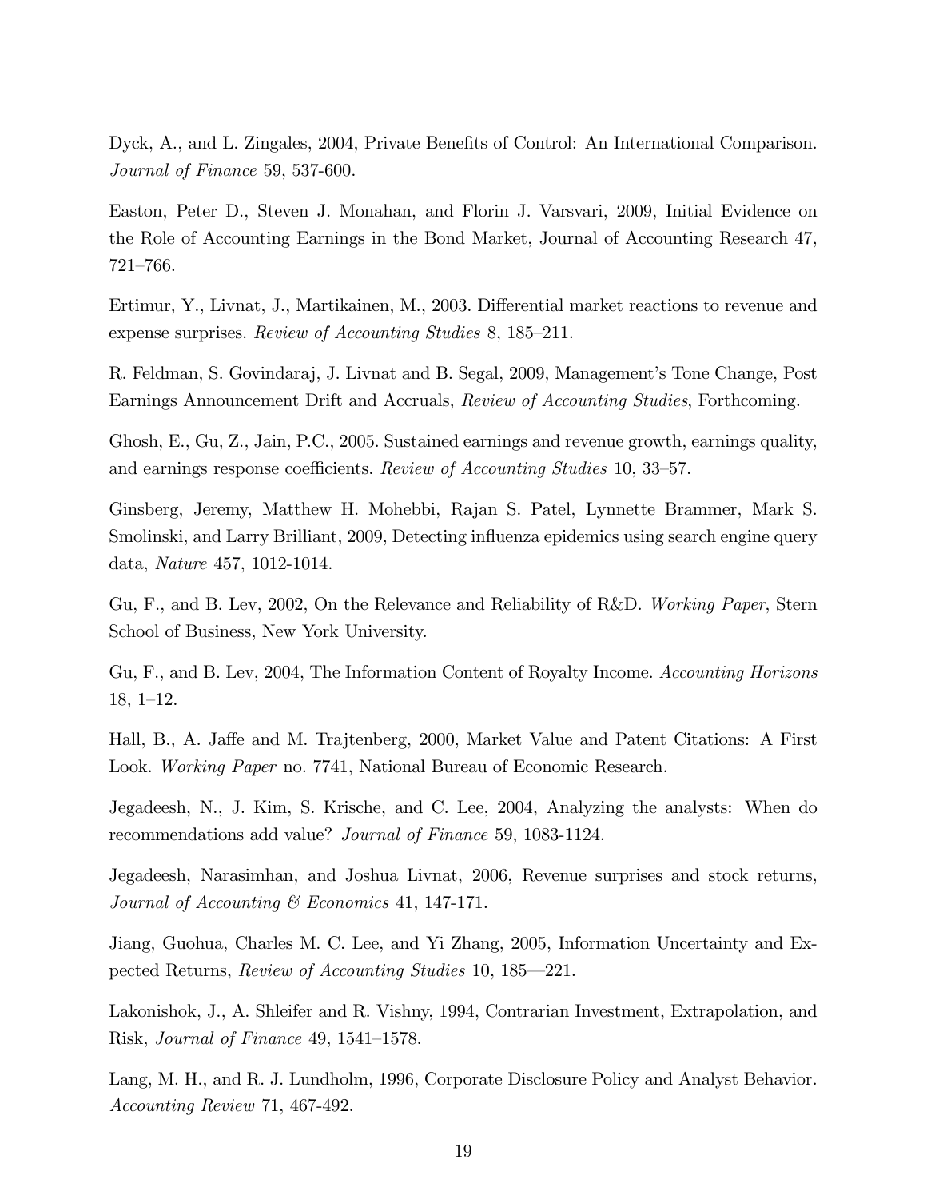Dyck, A., and L. Zingales, 2004, Private Benefits of Control: An International Comparison. *Journal of Finance* 59, 537-600.

Easton, Peter D., Steven J. Monahan, and Florin J. Varsvari, 2009, Initial Evidence on the Role of Accounting Earnings in the Bond Market, Journal of Accounting Research 47, 721–766.

Ertimur, Y., Livnat, J., Martikainen, M., 2003. Differential market reactions to revenue and expense surprises. *Review of Accounting Studies* 8, 185–211.

R. Feldman, S. Govindaraj, J. Livnat and B. Segal, 2009, Management's Tone Change, Post Earnings Announcement Drift and Accruals, *Review of Accounting Studies*, Forthcoming.

Ghosh, E., Gu, Z., Jain, P.C., 2005. Sustained earnings and revenue growth, earnings quality, and earnings response coefficients. *Review of Accounting Studies* 10, 33–57.

Ginsberg, Jeremy, Matthew H. Mohebbi, Rajan S. Patel, Lynnette Brammer, Mark S. Smolinski, and Larry Brilliant, 2009, Detecting influenza epidemics using search engine query data, *Nature* 457, 1012-1014.

Gu, F., and B. Lev, 2002, On the Relevance and Reliability of R&D. *Working Paper*, Stern School of Business, New York University.

Gu, F., and B. Lev, 2004, The Information Content of Royalty Income. *Accounting Horizons* 18, 1–12.

Hall, B., A. Jaffe and M. Trajtenberg, 2000, Market Value and Patent Citations: A First Look. *Working Paper* no. 7741, National Bureau of Economic Research.

Jegadeesh, N., J. Kim, S. Krische, and C. Lee, 2004, Analyzing the analysts: When do recommendations add value? *Journal of Finance* 59, 1083-1124.

Jegadeesh, Narasimhan, and Joshua Livnat, 2006, Revenue surprises and stock returns, *Journal of Accounting & Economics* 41, 147-171.

Jiang, Guohua, Charles M. C. Lee, and Yi Zhang, 2005, Information Uncertainty and Expected Returns, *Review of Accounting Studies* 10, 185—221.

Lakonishok, J., A. Shleifer and R. Vishny, 1994, Contrarian Investment, Extrapolation, and Risk, *Journal of Finance* 49, 1541–1578.

Lang, M. H., and R. J. Lundholm, 1996, Corporate Disclosure Policy and Analyst Behavior. *Accounting Review* 71, 467-492.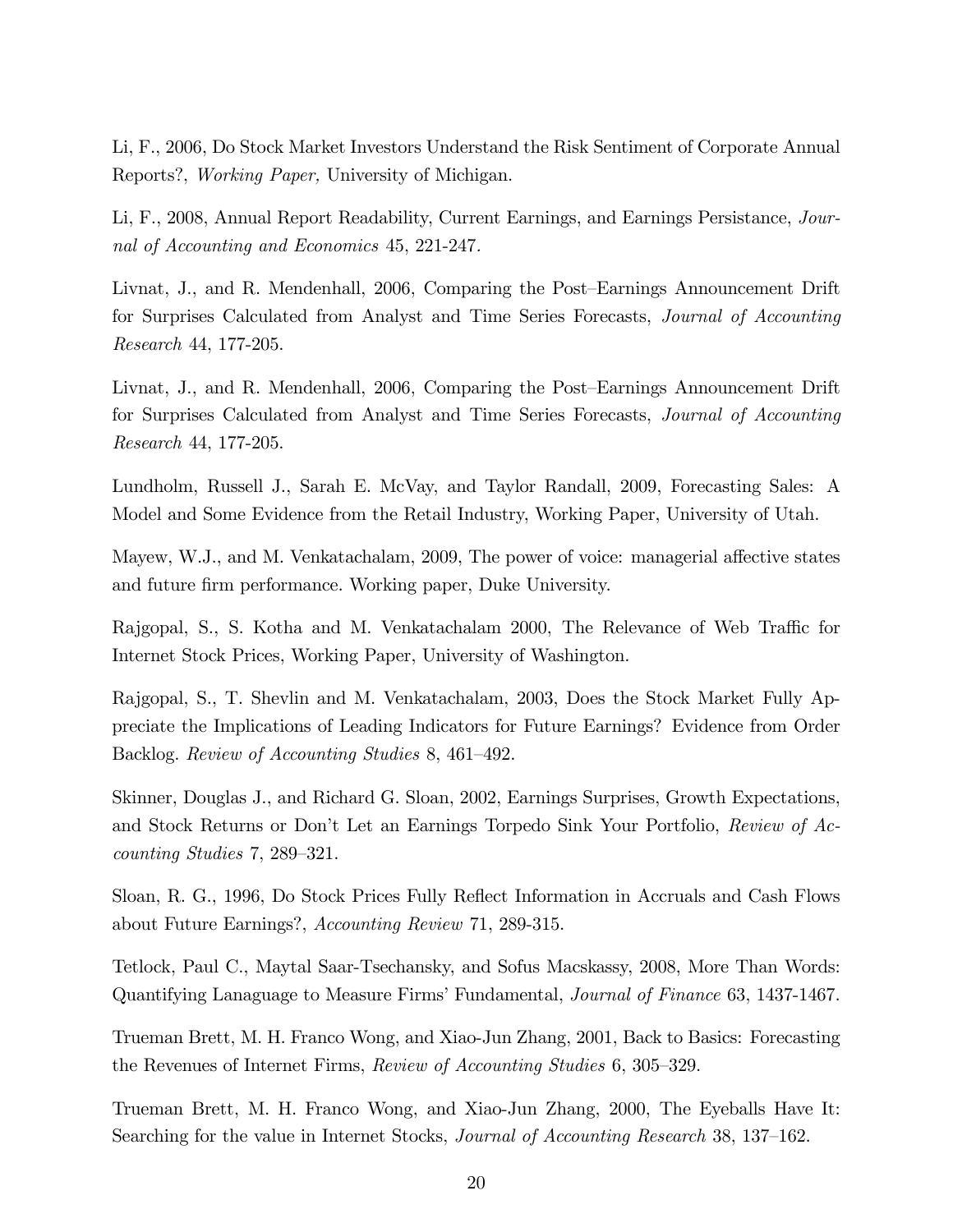Li, F., 2006, Do Stock Market Investors Understand the Risk Sentiment of Corporate Annual Reports?, *Working Paper,* University of Michigan.

Li, F., 2008, Annual Report Readability, Current Earnings, and Earnings Persistance, *Journal of Accounting and Economics* 45, 221-247.

Livnat, J., and R. Mendenhall, 2006, Comparing the Post–Earnings Announcement Drift for Surprises Calculated from Analyst and Time Series Forecasts, *Journal of Accounting Research* 44, 177-205.

Livnat, J., and R. Mendenhall, 2006, Comparing the Post–Earnings Announcement Drift for Surprises Calculated from Analyst and Time Series Forecasts, *Journal of Accounting Research* 44, 177-205.

Lundholm, Russell J., Sarah E. McVay, and Taylor Randall, 2009, Forecasting Sales: A Model and Some Evidence from the Retail Industry, Working Paper, University of Utah.

Mayew, W.J., and M. Venkatachalam, 2009, The power of voice: managerial affective states and future firm performance. Working paper, Duke University.

Rajgopal, S., S. Kotha and M. Venkatachalam 2000, The Relevance of Web Traffic for Internet Stock Prices, Working Paper, University of Washington.

Rajgopal, S., T. Shevlin and M. Venkatachalam, 2003, Does the Stock Market Fully Appreciate the Implications of Leading Indicators for Future Earnings? Evidence from Order Backlog. *Review of Accounting Studies* 8, 461–492.

Skinner, Douglas J., and Richard G. Sloan, 2002, Earnings Surprises, Growth Expectations, and Stock Returns or Don't Let an Earnings Torpedo Sink Your Portfolio, *Review of Accounting Studies* 7, 289–321.

Sloan, R. G., 1996, Do Stock Prices Fully Reflect Information in Accruals and Cash Flows about Future Earnings?, *Accounting Review* 71, 289-315.

Tetlock, Paul C., Maytal Saar-Tsechansky, and Sofus Macskassy, 2008, More Than Words: Quantifying Lanaguage to Measure Firms' Fundamental, *Journal of Finance* 63, 1437-1467.

Trueman Brett, M. H. Franco Wong, and Xiao-Jun Zhang, 2001, Back to Basics: Forecasting the Revenues of Internet Firms, *Review of Accounting Studies* 6, 305–329.

Trueman Brett, M. H. Franco Wong, and Xiao-Jun Zhang, 2000, The Eyeballs Have It: Searching for the value in Internet Stocks, *Journal of Accounting Research* 38, 137–162.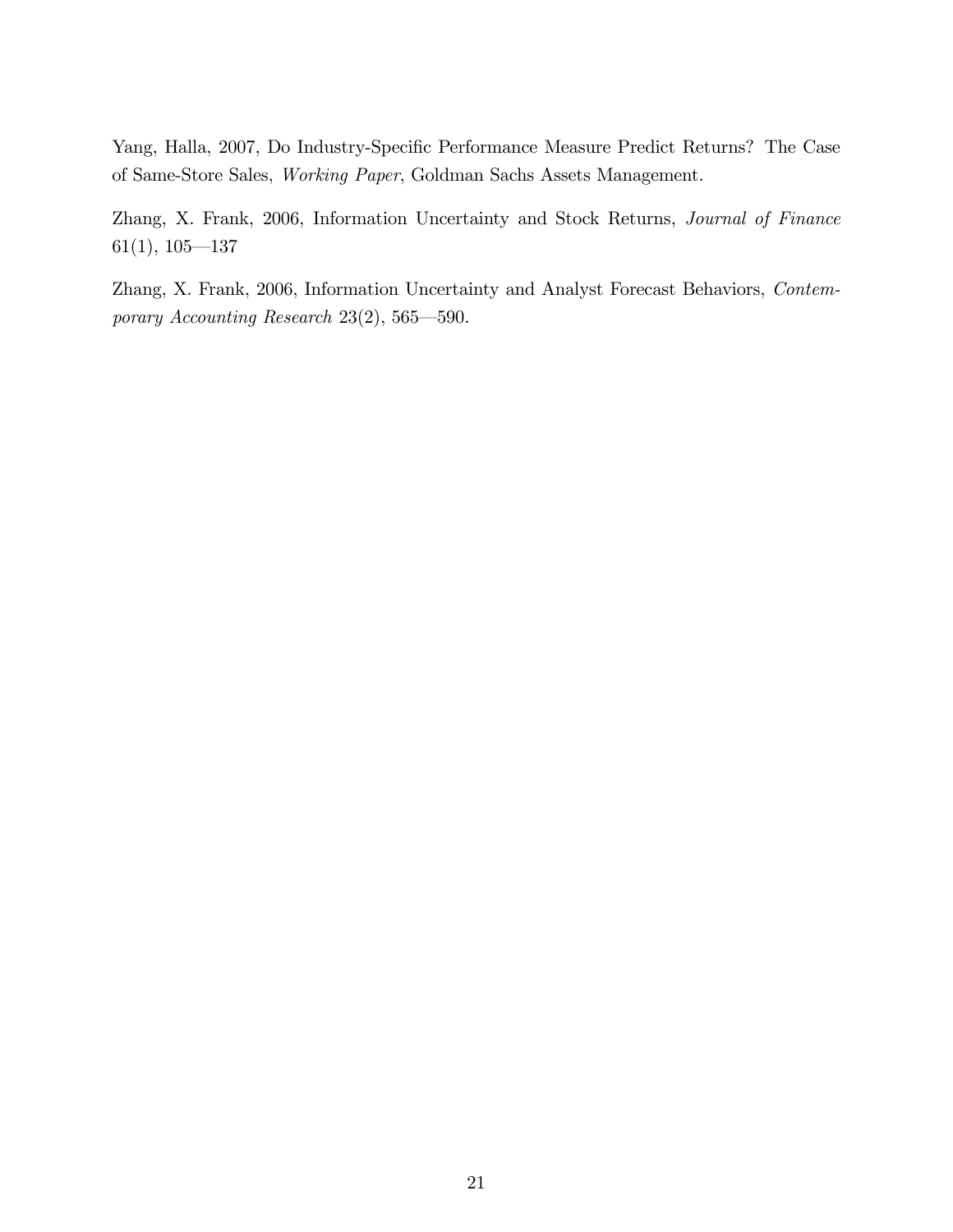Yang, Halla, 2007, Do Industry-Specific Performance Measure Predict Returns? The Case of Same-Store Sales, *Working Paper*, Goldman Sachs Assets Management.

Zhang, X. Frank, 2006, Information Uncertainty and Stock Returns, *Journal of Finance* 61(1), 105—137

Zhang, X. Frank, 2006, Information Uncertainty and Analyst Forecast Behaviors, *Contemporary Accounting Research* 23(2), 565—590.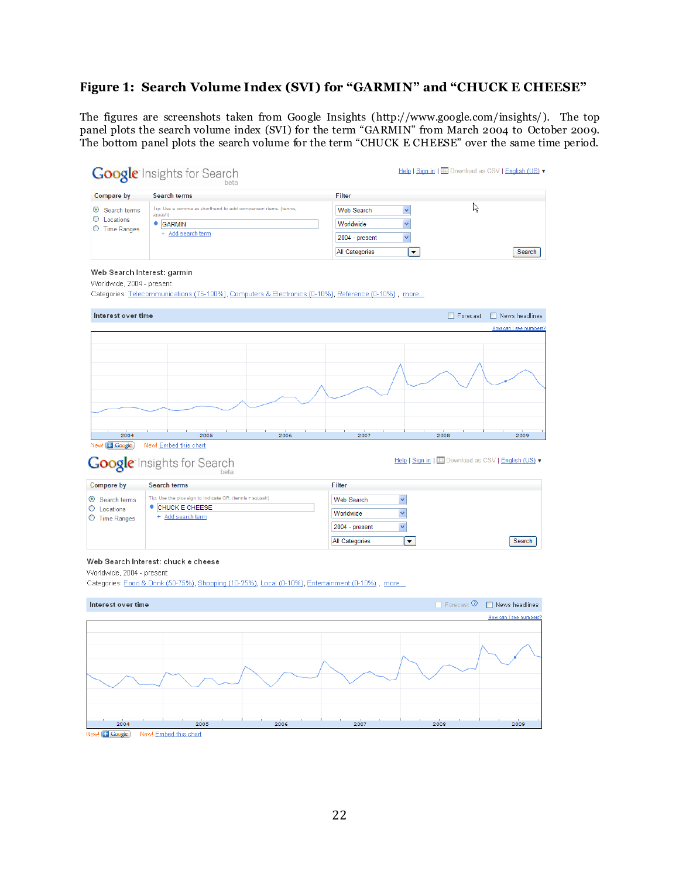## Figure 1: Search Volume Index (SVI) for "GARMIN" and "CHUCK E CHEESE"

The figures are screenshots taken from Google Insights (http://www.google.com/insights/). The top panel plots the search volume index (SVI) for the term "GARMIN" from March 2004 to October 2009. The bottom panel plots the search volume for the term "CHUCK E CHEESE" over the same time period.

Google Insights for Search beta

Help | Sign in | Download as CSV | English (US)

Compare by: Search terms, Locations, Time Ranges

Search terms: GARMIN

Tip: Use a comma as shorthand to add comparison items. (tennis, squash)

+ Add search term

Filter: Web Search, Worldwide, 2004 - present, All Categories

Search

Web Search Interest: garmin

Worldwide, 2004 - present

Categories: Telecommunications (75-100%), Computers & Electronics (0-10%), Reference (0-10%), more...

Interest over time

Forecast | News headlines

How can I see numbers?

2004 2005 2006 2007 2008 2009

New! Google | New! Embed this chart

Google Insights for Search beta

Help | Sign in | Download as CSV | English (US)

Compare by: Search terms, Locations, Time Ranges

Search terms: CHUCK E CHEESE

Tip: Use the plus sign to indicate OR. (tennis + squash)

+ Add search term

Filter: Web Search, Worldwide, 2004 - present, All Categories

Search

Web Search Interest: chuck e cheese

Worldwide, 2004 - present

Categories: Food & Drink (50-75%), Shopping (10-25%), Local (0-10%), Entertainment (0-10%), more...

Interest over time

Forecast | News headlines

How can I see numbers?

2004 2005 2006 2007 2008 2009

New! Google | New! Embed this chart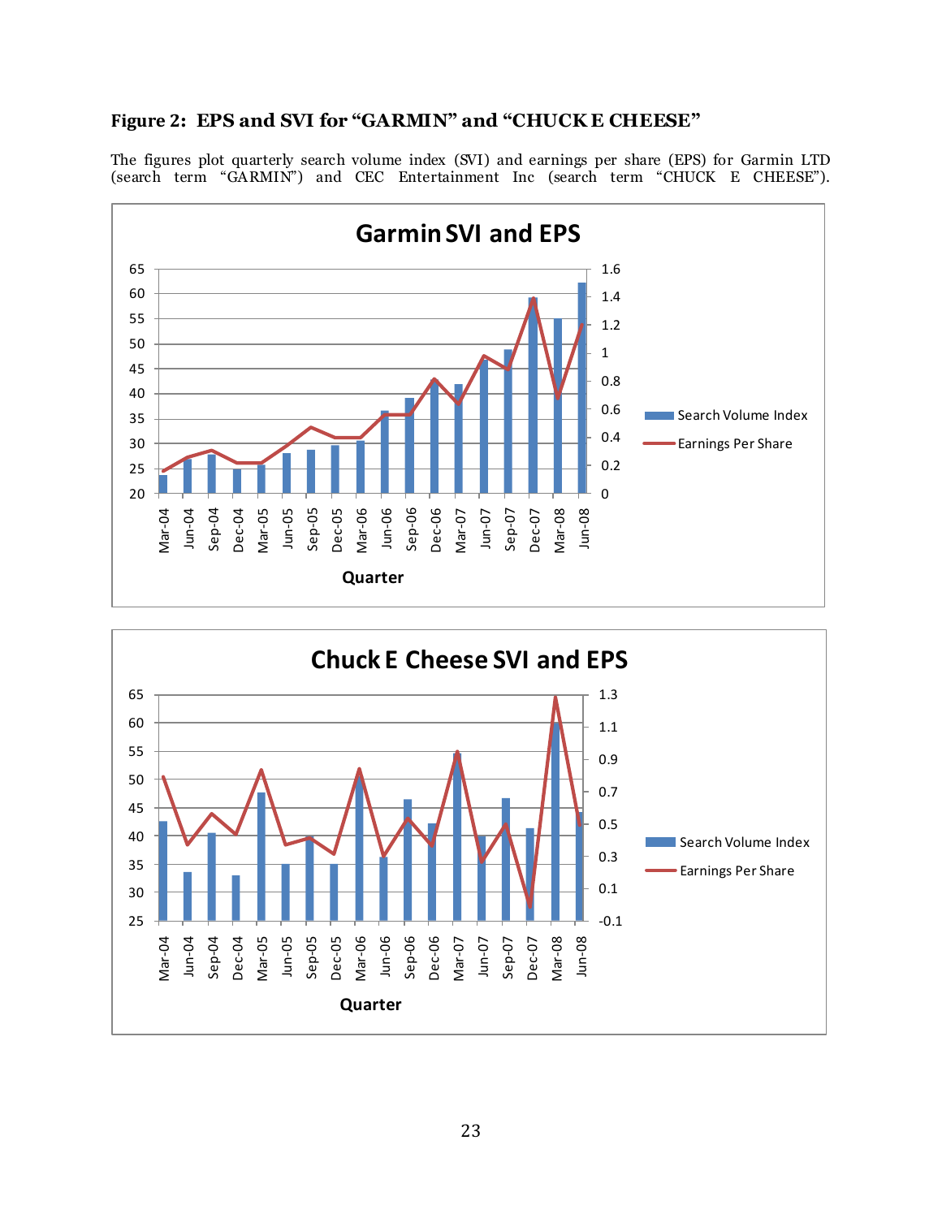**Figure 2: EPS and SVI for "GARMIN" and "CHUCK E CHEESE"**

The figures plot quarterly search volume index (SVI) and earnings per share (EPS) for Garmin LTD (search term "GARMIN") and CEC Entertainment Inc (search term "CHUCK E CHEESE").

Garmin SVI and EPS

65
60
55
50
45
40
35
30
25
20

1.6
1.4
1.2
1
0.8
0.6
0.4
0.2
0

Mar-04 Jun-04 Sep-04 Dec-04 Mar-05 Jun-05 Sep-05 Dec-05 Mar-06 Jun-06 Sep-06 Dec-06 Mar-07 Jun-07 Sep-07 Dec-07 Mar-08 Jun-08

Quarter

Search Volume Index
Earnings Per Share

Chuck E Cheese SVI and EPS

65
60
55
50
45
40
35
30
25

1.3
1.1
0.9
0.7
0.5
0.3
0.1
-0.1

Mar-04 Jun-04 Sep-04 Dec-04 Mar-05 Jun-05 Sep-05 Dec-05 Mar-06 Jun-06 Sep-06 Dec-06 Mar-07 Jun-07 Sep-07 Dec-07 Mar-08 Jun-08

Quarter

Search Volume Index
Earnings Per Share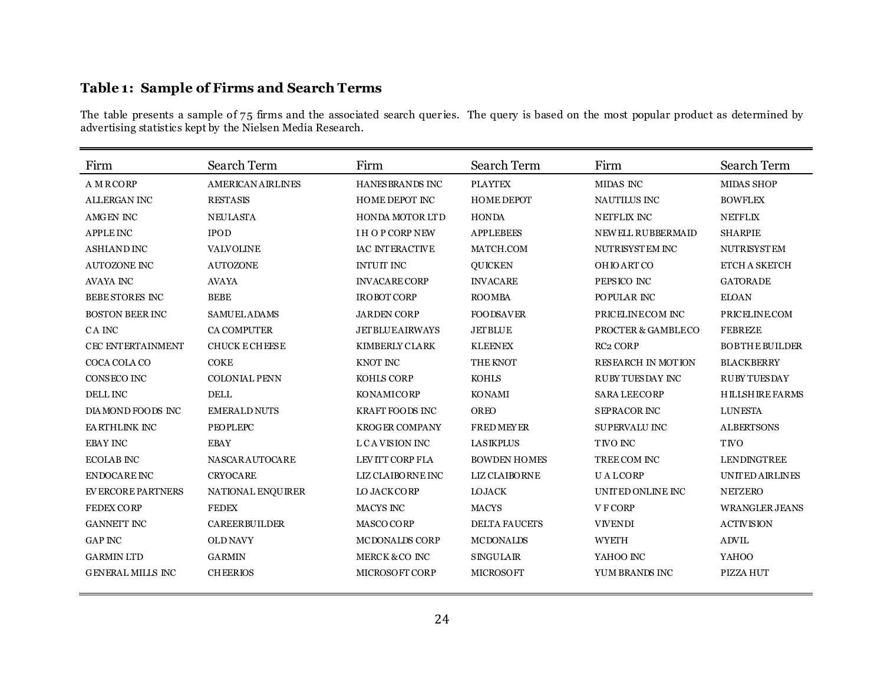### Table 1: Sample of Firms and Search Terms

The table presents a sample of 75 firms and the associated search queries. The query is based on the most popular product as determined by advertising statistics kept by the Nielsen Media Research.

| Firm | Search Term | Firm | Search Term | Firm | Search Term |
|---|---|---|---|---|---|
| A M R CORP | AMERICAN AIRLINES | HANESBRANDS INC | PLAYTEX | MIDAS INC | MIDAS SHOP |
| ALLERGAN INC | RESTASIS | HOME DEPOT INC | HOME DEPOT | NAUTILUS INC | BOWFLEX |
| AMGEN INC | NEULASTA | HONDA MOTOR LTD | HONDA | NETFLIX INC | NETFLIX |
| APPLE INC | IPOD | I H O P CORP NEW | APPLEBEES | NEWELL RUBBERMAID | SHARPIE |
| ASHLAND INC | VALVOLINE | IAC INTERACTIVE | MATCH.COM | NUTRISYSTEM INC | NUTRISYSTEM |
| AUTOZONE INC | AUTOZONE | INTUIT INC | QUICKEN | OHIO ART CO | ETCH A SKETCH |
| AVAYA INC | AVAYA | INVACARE CORP | INVACARE | PEPSICO INC | GATORADE |
| BEBE STORES INC | BEBE | IROBOT CORP | ROOMBA | POPULAR INC | ELOAN |
| BOSTON BEER INC | SAMUEL ADAMS | JARDEN CORP | FOODSAVER | PRICELINE COM INC | PRICELINE.COM |
| C A INC | CA COMPUTER | JETBLUE AIRWAYS | JETBLUE | PROCTER & GAMBLE CO | FEBREZE |
| CEC ENTERTAINMENT | CHUCK E CHEESE | KIMBERLY CLARK | KLEENEX | RC2 CORP | BOB THE BUILDER |
| COCA COLA CO | COKE | KNOT INC | THE KNOT | RESEARCH IN MOTION | BLACKBERRY |
| CONSECO INC | COLONIAL PENN | KOHLS CORP | KOHLS | RUBY TUESDAY INC | RUBY TUESDAY |
| DELL INC | DELL | KONAMI CORP | KONAMI | SARA LEE CORP | HILLSHIRE FARMS |
| DIAMOND FOODS INC | EMERALD NUTS | KRAFT FOODS INC | OREO | SEPRACOR INC | LUNESTA |
| EARTHLINK INC | PEOPLEPC | KROGER COMPANY | FRED MEYER | SUPERVALU INC | ALBERTSONS |
| EBAY INC | EBAY | L C A VISION INC | LASIKPLUS | TIVO INC | TIVO |
| ECOLAB INC | NASCAR AUTOCARE | LEVITT CORP FLA | BOWDEN HOMES | TREE COM INC | LENDINGTREE |
| ENDOCARE INC | CRYOCARE | LIZ CLAIBORNE INC | LIZ CLAIBORNE | U A L CORP | UNITED AIRLINES |
| EVERCORE PARTNERS | NATIONAL ENQUIRER | LO JACK CORP | LOJACK | UNITED ONLINE INC | NETZERO |
| FEDEX CORP | FEDEX | MACYS INC | MACYS | V F CORP | WRANGLER JEANS |
| GANNETT INC | CAREERBUILDER | MASCO CORP | DELTA FAUCETS | VIVENDI | ACTIVISION |
| GAP INC | OLD NAVY | MCDONALDS CORP | MCDONALDS | WYETH | ADVIL |
| GARMIN LTD | GARMIN | MERCK & CO INC | SINGULAIR | YAHOO INC | YAHOO |
| GENERAL MILLS INC | CHEERIOS | MICROSOFT CORP | MICROSOFT | YUM BRANDS INC | PIZZA HUT |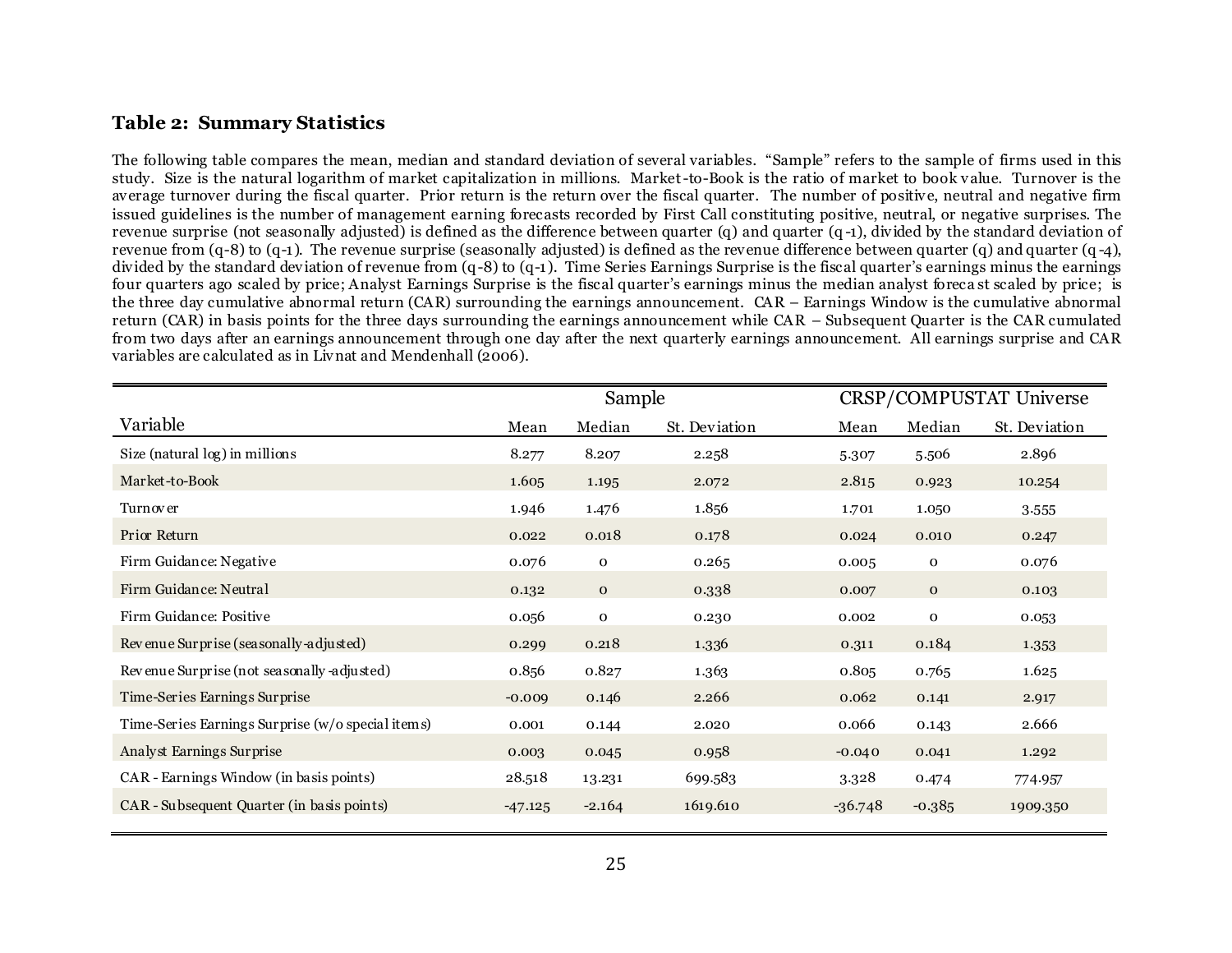### Table 2: Summary Statistics

The following table compares the mean, median and standard deviation of several variables. "Sample" refers to the sample of firms used in this study. Size is the natural logarithm of market capitalization in millions. Market-to-Book is the ratio of market to book value. Turnover is the average turnover during the fiscal quarter. Prior return is the return over the fiscal quarter. The number of positive, neutral and negative firm issued guidelines is the number of management earning forecasts recorded by First Call constituting positive, neutral, or negative surprises. The revenue surprise (not seasonally adjusted) is defined as the difference between quarter (q) and quarter (q-1), divided by the standard deviation of revenue from (q-8) to (q-1). The revenue surprise (seasonally adjusted) is defined as the revenue difference between quarter (q) and quarter (q-4), divided by the standard deviation of revenue from (q-8) to (q-1). Time Series Earnings Surprise is the fiscal quarter's earnings minus the earnings four quarters ago scaled by price; Analyst Earnings Surprise is the fiscal quarter's earnings minus the median analyst forecast scaled by price; is the three day cumulative abnormal return (CAR) surrounding the earnings announcement. CAR – Earnings Window is the cumulative abnormal return (CAR) in basis points for the three days surrounding the earnings announcement while CAR – Subsequent Quarter is the CAR cumulated from two days after an earnings announcement through one day after the next quarterly earnings announcement. All earnings surprise and CAR variables are calculated as in Livnat and Mendenhall (2006).

| | Sample | | | CRSP/COMPUSTAT Universe | | |
|---|---|---|---|---|---|---|
| Variable | Mean | Median | St. Deviation | Mean | Median | St. Deviation |
| Size (natural log) in millions | 8.277 | 8.207 | 2.258 | 5.307 | 5.506 | 2.896 |
| Market-to-Book | 1.605 | 1.195 | 2.072 | 2.815 | 0.923 | 10.254 |
| Turnover | 1.946 | 1.476 | 1.856 | 1.701 | 1.050 | 3.555 |
| Prior Return | 0.022 | 0.018 | 0.178 | 0.024 | 0.010 | 0.247 |
| Firm Guidance: Negative | 0.076 | 0 | 0.265 | 0.005 | 0 | 0.076 |
| Firm Guidance: Neutral | 0.132 | 0 | 0.338 | 0.007 | 0 | 0.103 |
| Firm Guidance: Positive | 0.056 | 0 | 0.230 | 0.002 | 0 | 0.053 |
| Revenue Surprise (seasonally-adjusted) | 0.299 | 0.218 | 1.336 | 0.311 | 0.184 | 1.353 |
| Revenue Surprise (not seasonally-adjusted) | 0.856 | 0.827 | 1.363 | 0.805 | 0.765 | 1.625 |
| Time-Series Earnings Surprise | -0.009 | 0.146 | 2.266 | 0.062 | 0.141 | 2.917 |
| Time-Series Earnings Surprise (w/o special items) | 0.001 | 0.144 | 2.020 | 0.066 | 0.143 | 2.666 |
| Analyst Earnings Surprise | 0.003 | 0.045 | 0.958 | -0.040 | 0.041 | 1.292 |
| CAR - Earnings Window (in basis points) | 28.518 | 13.231 | 699.583 | 3.328 | 0.474 | 774.957 |
| CAR - Subsequent Quarter (in basis points) | -47.125 | -2.164 | 1619.610 | -36.748 | -0.385 | 1909.350 |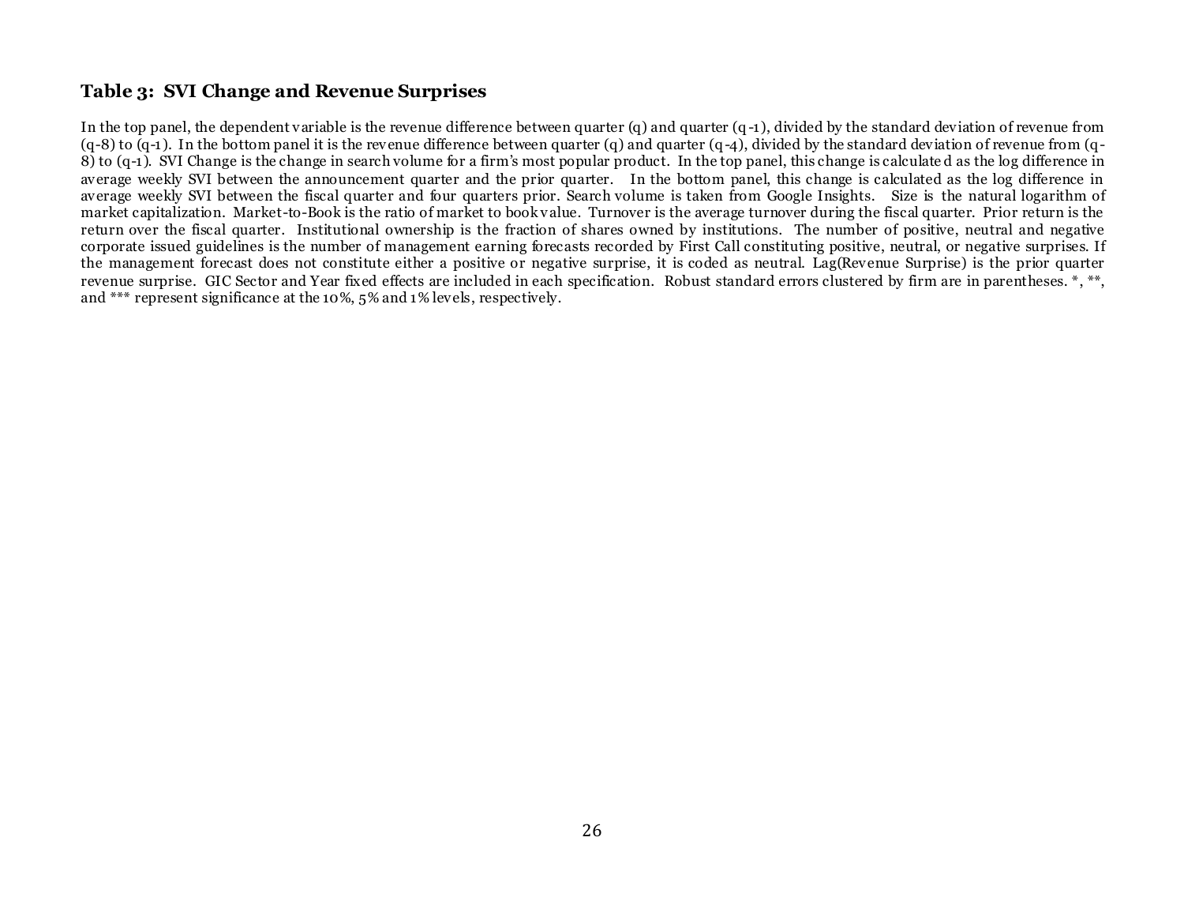### Table 3: SVI Change and Revenue Surprises

In the top panel, the dependent variable is the revenue difference between quarter (q) and quarter (q-1), divided by the standard deviation of revenue from (q-8) to (q-1). In the bottom panel it is the revenue difference between quarter (q) and quarter (q-4), divided by the standard deviation of revenue from (q-8) to (q-1). SVI Change is the change in search volume for a firm's most popular product. In the top panel, this change is calculated as the log difference in average weekly SVI between the announcement quarter and the prior quarter. In the bottom panel, this change is calculated as the log difference in average weekly SVI between the fiscal quarter and four quarters prior. Search volume is taken from Google Insights. Size is the natural logarithm of market capitalization. Market-to-Book is the ratio of market to book value. Turnover is the average turnover during the fiscal quarter. Prior return is the return over the fiscal quarter. Institutional ownership is the fraction of shares owned by institutions. The number of positive, neutral and negative corporate issued guidelines is the number of management earning forecasts recorded by First Call constituting positive, neutral, or negative surprises. If the management forecast does not constitute either a positive or negative surprise, it is coded as neutral. Lag(Revenue Surprise) is the prior quarter revenue surprise. GIC Sector and Year fixed effects are included in each specification. Robust standard errors clustered by firm are in parentheses. *, **, and *** represent significance at the 10%, 5% and 1% levels, respectively.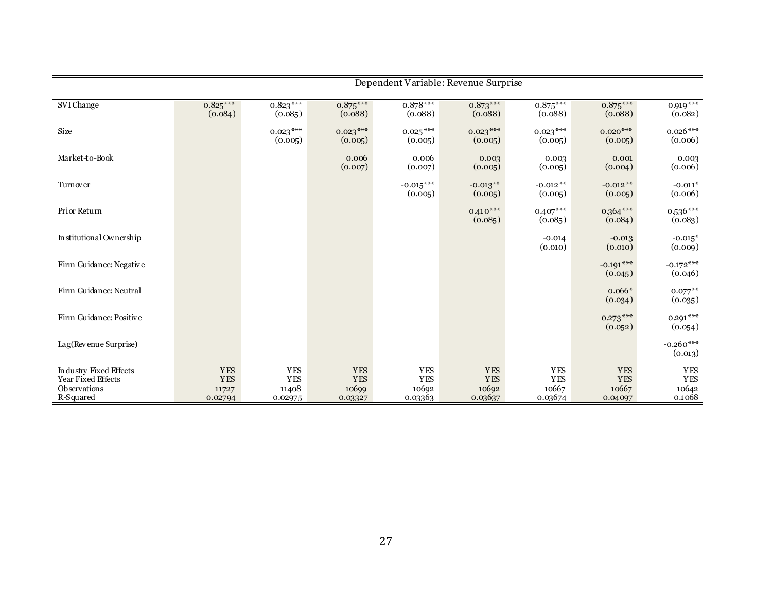| | Dependent Variable: Revenue Surprise | | | | | | | |
|---|---|---|---|---|---|---|---|---|
| SVI Change | 0.825*** | 0.823*** | 0.875*** | 0.878*** | 0.873*** | 0.875*** | 0.875*** | 0.919*** |
| | (0.084) | (0.085) | (0.088) | (0.088) | (0.088) | (0.088) | (0.088) | (0.082) |
| Size | | 0.023*** | 0.023*** | 0.025*** | 0.023*** | 0.023*** | 0.020*** | 0.026*** |
| | | (0.005) | (0.005) | (0.005) | (0.005) | (0.005) | (0.005) | (0.006) |
| Market-to-Book | | | 0.006 | 0.006 | 0.003 | 0.003 | 0.001 | 0.003 |
| | | | (0.007) | (0.007) | (0.005) | (0.005) | (0.004) | (0.006) |
| Turnover | | | | -0.015*** | -0.013** | -0.012** | -0.012** | -0.011* |
| | | | | (0.005) | (0.005) | (0.005) | (0.005) | (0.006) |
| Prior Return | | | | | 0.410*** | 0.407*** | 0.364*** | 0.536*** |
| | | | | | (0.085) | (0.085) | (0.084) | (0.083) |
| Institutional Ownership | | | | | | -0.014 | -0.013 | -0.015* |
| | | | | | | (0.010) | (0.010) | (0.009) |
| Firm Guidance: Negative | | | | | | | -0.191*** | -0.172*** |
| | | | | | | | (0.045) | (0.046) |
| Firm Guidance: Neutral | | | | | | | 0.066* | 0.077** |
| | | | | | | | (0.034) | (0.035) |
| Firm Guidance: Positive | | | | | | | 0.273*** | 0.291*** |
| | | | | | | | (0.052) | (0.054) |
| Lag(Revenue Surprise) | | | | | | | | -0.260*** |
| | | | | | | | | (0.013) |
| Industry Fixed Effects | YES | YES | YES | YES | YES | YES | YES | YES |
| Year Fixed Effects | YES | YES | YES | YES | YES | YES | YES | YES |
| Observations | 11727 | 11408 | 10699 | 10692 | 10692 | 10667 | 10667 | 10642 |
| R-Squared | 0.02794 | 0.02975 | 0.03327 | 0.03363 | 0.03637 | 0.03674 | 0.04097 | 0.1068 |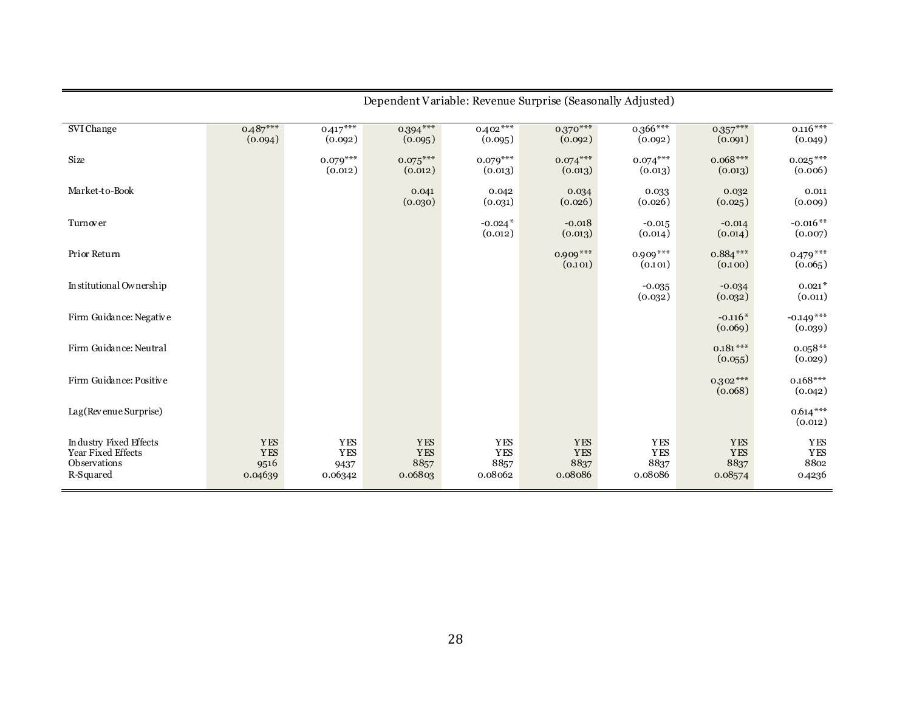| | Dependent Variable: Revenue Surprise (Seasonally Adjusted) | | | | | | | |
|---|---|---|---|---|---|---|---|---|
| SVI Change | 0.487*** | 0.417*** | 0.394*** | 0.402*** | 0.370*** | 0.366*** | 0.357*** | 0.116*** |
| | (0.094) | (0.092) | (0.095) | (0.095) | (0.092) | (0.092) | (0.091) | (0.049) |
| Size | | 0.079*** | 0.075*** | 0.079*** | 0.074*** | 0.074*** | 0.068*** | 0.025*** |
| | | (0.012) | (0.012) | (0.013) | (0.013) | (0.013) | (0.013) | (0.006) |
| Market-to-Book | | | 0.041 | 0.042 | 0.034 | 0.033 | 0.032 | 0.011 |
| | | | (0.030) | (0.031) | (0.026) | (0.026) | (0.025) | (0.009) |
| Turnover | | | | -0.024* | -0.018 | -0.015 | -0.014 | -0.016** |
| | | | | (0.012) | (0.013) | (0.014) | (0.014) | (0.007) |
| Prior Return | | | | | 0.909*** | 0.909*** | 0.884*** | 0.479*** |
| | | | | | (0.101) | (0.101) | (0.100) | (0.065) |
| Institutional Ownership | | | | | | -0.035 | -0.034 | 0.021* |
| | | | | | | (0.032) | (0.032) | (0.011) |
| Firm Guidance: Negative | | | | | | | -0.116* | -0.149*** |
| | | | | | | | (0.069) | (0.039) |
| Firm Guidance: Neutral | | | | | | | 0.181*** | 0.058** |
| | | | | | | | (0.055) | (0.029) |
| Firm Guidance: Positive | | | | | | | 0.302*** | 0.168*** |
| | | | | | | | (0.068) | (0.042) |
| Lag(Revenue Surprise) | | | | | | | | 0.614*** |
| | | | | | | | | (0.012) |
| Industry Fixed Effects | YES | YES | YES | YES | YES | YES | YES | YES |
| Year Fixed Effects | YES | YES | YES | YES | YES | YES | YES | YES |
| Observations | 9516 | 9437 | 8857 | 8857 | 8837 | 8837 | 8837 | 8802 |
| R-Squared | 0.04639 | 0.06342 | 0.06803 | 0.08062 | 0.08086 | 0.08086 | 0.08574 | 0.4236 |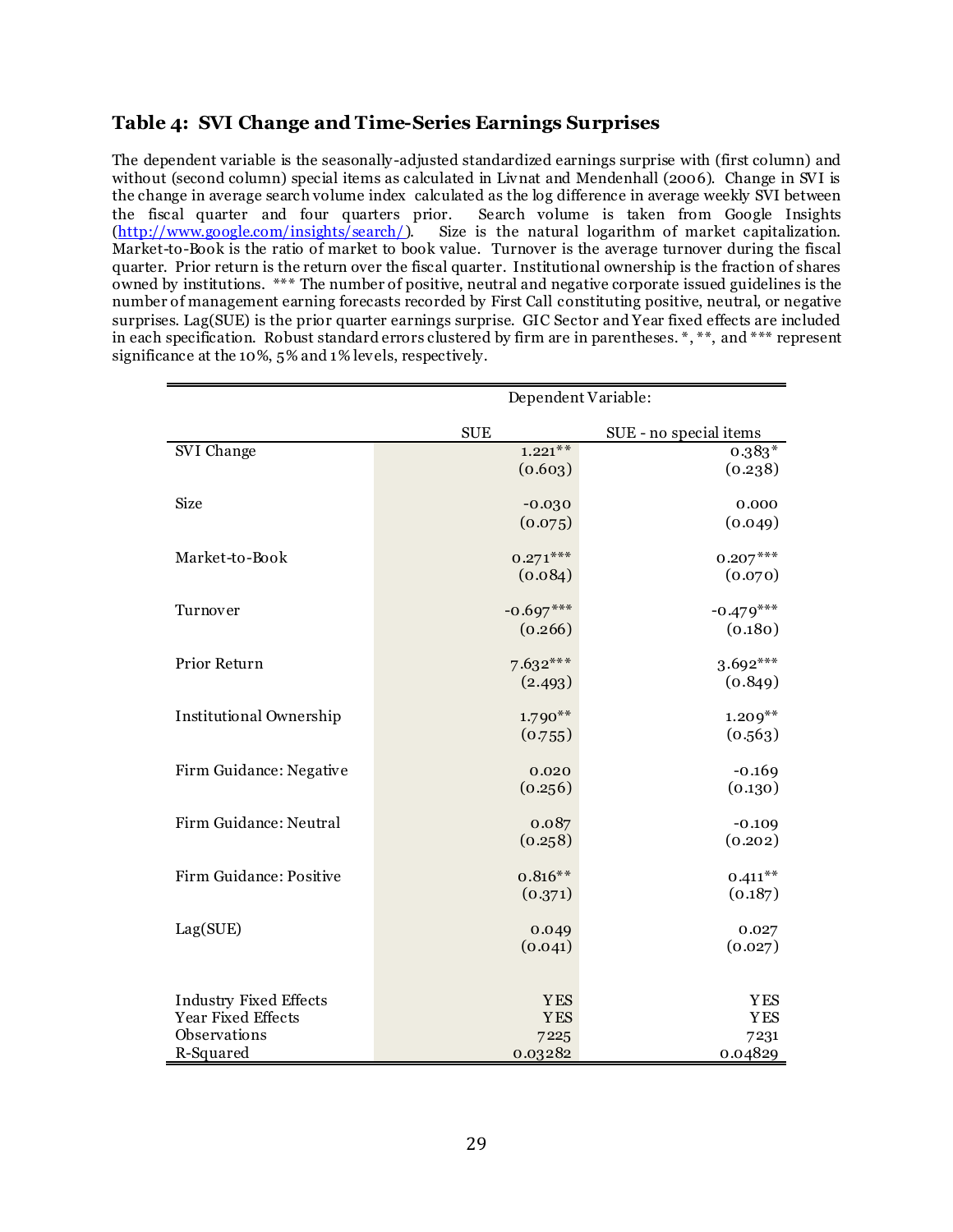## Table 4: SVI Change and Time-Series Earnings Surprises

The dependent variable is the seasonally-adjusted standardized earnings surprise with (first column) and without (second column) special items as calculated in Livnat and Mendenhall (2006). Change in SVI is the change in average search volume index calculated as the log difference in average weekly SVI between the fiscal quarter and four quarters prior. Search volume is taken from Google Insights (http://www.google.com/insights/search/). Size is the natural logarithm of market capitalization. Market-to-Book is the ratio of market to book value. Turnover is the average turnover during the fiscal quarter. Prior return is the return over the fiscal quarter. Institutional ownership is the fraction of shares owned by institutions. *** The number of positive, neutral and negative corporate issued guidelines is the number of management earning forecasts recorded by First Call constituting positive, neutral, or negative surprises. Lag(SUE) is the prior quarter earnings surprise. GIC Sector and Year fixed effects are included in each specification. Robust standard errors clustered by firm are in parentheses. *, **, and *** represent significance at the 10%, 5% and 1% levels, respectively.

| | Dependent Variable: | |
|---|---|---|
| | SUE | SUE - no special items |
| SVI Change | 1.221** | 0.383* |
| | (0.603) | (0.238) |
| Size | -0.030 | 0.000 |
| | (0.075) | (0.049) |
| Market-to-Book | 0.271*** | 0.207*** |
| | (0.084) | (0.070) |
| Turnover | -0.697*** | -0.479*** |
| | (0.266) | (0.180) |
| Prior Return | 7.632*** | 3.692*** |
| | (2.493) | (0.849) |
| Institutional Ownership | 1.790** | 1.209** |
| | (0.755) | (0.563) |
| Firm Guidance: Negative | 0.020 | -0.169 |
| | (0.256) | (0.130) |
| Firm Guidance: Neutral | 0.087 | -0.109 |
| | (0.258) | (0.202) |
| Firm Guidance: Positive | 0.816** | 0.411** |
| | (0.371) | (0.187) |
| Lag(SUE) | 0.049 | 0.027 |
| | (0.041) | (0.027) |
| Industry Fixed Effects | YES | YES |
| Year Fixed Effects | YES | YES |
| Observations | 7225 | 7231 |
| R-Squared | 0.03282 | 0.04829 |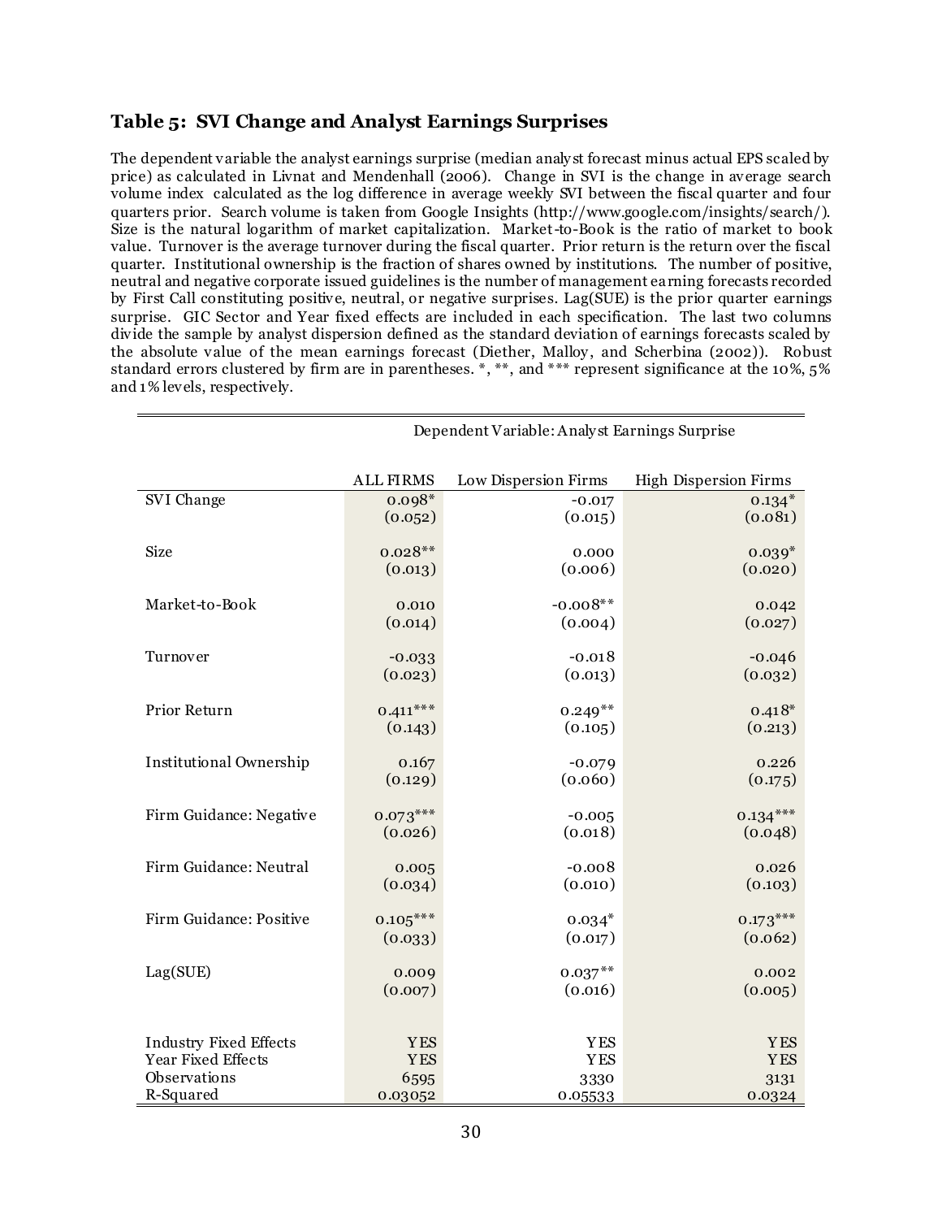## Table 5: SVI Change and Analyst Earnings Surprises

The dependent variable the analyst earnings surprise (median analyst forecast minus actual EPS scaled by price) as calculated in Livnat and Mendenhall (2006). Change in SVI is the change in average search volume index calculated as the log difference in average weekly SVI between the fiscal quarter and four quarters prior. Search volume is taken from Google Insights (http://www.google.com/insights/search/). Size is the natural logarithm of market capitalization. Market-to-Book is the ratio of market to book value. Turnover is the average turnover during the fiscal quarter. Prior return is the return over the fiscal quarter. Institutional ownership is the fraction of shares owned by institutions. The number of positive, neutral and negative corporate issued guidelines is the number of management earning forecasts recorded by First Call constituting positive, neutral, or negative surprises. Lag(SUE) is the prior quarter earnings surprise. GIC Sector and Year fixed effects are included in each specification. The last two columns divide the sample by analyst dispersion defined as the standard deviation of earnings forecasts scaled by the absolute value of the mean earnings forecast (Diether, Malloy, and Scherbina (2002)). Robust standard errors clustered by firm are in parentheses. *, **, and *** represent significance at the 10%, 5% and 1% levels, respectively.

| | Dependent Variable: Analyst Earnings Surprise | | |
|---|---|---|---|
| | ALL FIRMS | Low Dispersion Firms | High Dispersion Firms |
| SVI Change | 0.098* | -0.017 | 0.134* |
| | (0.052) | (0.015) | (0.081) |
| Size | 0.028** | 0.000 | 0.039* |
| | (0.013) | (0.006) | (0.020) |
| Market-to-Book | 0.010 | -0.008** | 0.042 |
| | (0.014) | (0.004) | (0.027) |
| Turnover | -0.033 | -0.018 | -0.046 |
| | (0.023) | (0.013) | (0.032) |
| Prior Return | 0.411*** | 0.249** | 0.418* |
| | (0.143) | (0.105) | (0.213) |
| Institutional Ownership | 0.167 | -0.079 | 0.226 |
| | (0.129) | (0.060) | (0.175) |
| Firm Guidance: Negative | 0.073*** | -0.005 | 0.134*** |
| | (0.026) | (0.018) | (0.048) |
| Firm Guidance: Neutral | 0.005 | -0.008 | 0.026 |
| | (0.034) | (0.010) | (0.103) |
| Firm Guidance: Positive | 0.105*** | 0.034* | 0.173*** |
| | (0.033) | (0.017) | (0.062) |
| Lag(SUE) | 0.009 | 0.037** | 0.002 |
| | (0.007) | (0.016) | (0.005) |
| Industry Fixed Effects | YES | YES | YES |
| Year Fixed Effects | YES | YES | YES |
| Observations | 6595 | 3330 | 3131 |
| R-Squared | 0.03052 | 0.05533 | 0.0324 |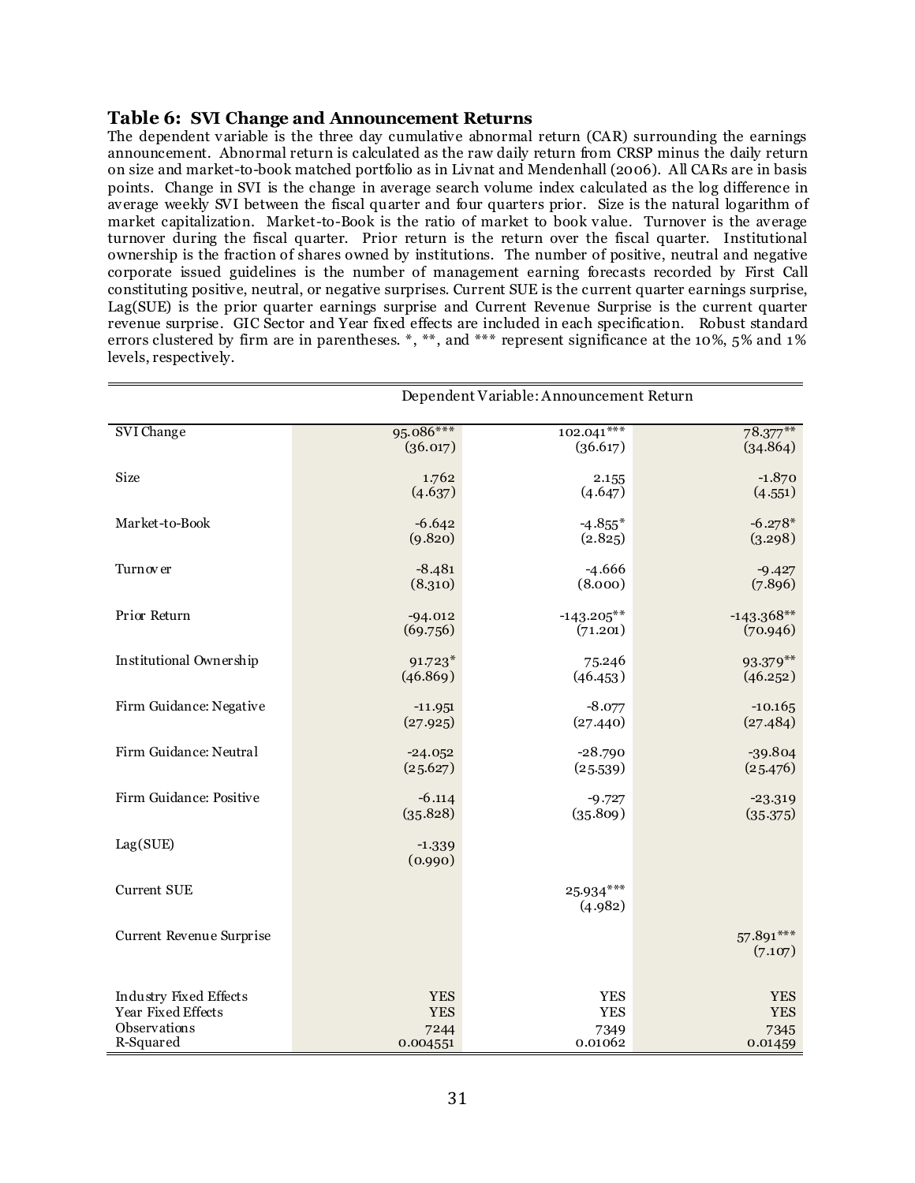### Table 6: SVI Change and Announcement Returns

The dependent variable is the three day cumulative abnormal return (CAR) surrounding the earnings announcement. Abnormal return is calculated as the raw daily return from CRSP minus the daily return on size and market-to-book matched portfolio as in Livnat and Mendenhall (2006). All CARs are in basis points. Change in SVI is the change in average search volume index calculated as the log difference in average weekly SVI between the fiscal quarter and four quarters prior. Size is the natural logarithm of market capitalization. Market-to-Book is the ratio of market to book value. Turnover is the average turnover during the fiscal quarter. Prior return is the return over the fiscal quarter. Institutional ownership is the fraction of shares owned by institutions. The number of positive, neutral and negative corporate issued guidelines is the number of management earning forecasts recorded by First Call constituting positive, neutral, or negative surprises. Current SUE is the current quarter earnings surprise, Lag(SUE) is the prior quarter earnings surprise and Current Revenue Surprise is the current quarter revenue surprise. GIC Sector and Year fixed effects are included in each specification. Robust standard errors clustered by firm are in parentheses. *, **, and *** represent significance at the 10%, 5% and 1% levels, respectively.

| | Dependent Variable: Announcement Return | | |
|---|---|---|---|
| SVI Change | 95.086*** | 102.041*** | 78.377** |
| | (36.017) | (36.617) | (34.864) |
| Size | 1.762 | 2.155 | -1.870 |
| | (4.637) | (4.647) | (4.551) |
| Market-to-Book | -6.642 | -4.855* | -6.278* |
| | (9.820) | (2.825) | (3.298) |
| Turnover | -8.481 | -4.666 | -9.427 |
| | (8.310) | (8.000) | (7.896) |
| Prior Return | -94.012 | -143.205** | -143.368** |
| | (69.756) | (71.201) | (70.946) |
| Institutional Ownership | 91.723* | 75.246 | 93.379** |
| | (46.869) | (46.453) | (46.252) |
| Firm Guidance: Negative | -11.951 | -8.077 | -10.165 |
| | (27.925) | (27.440) | (27.484) |
| Firm Guidance: Neutral | -24.052 | -28.790 | -39.804 |
| | (25.627) | (25.539) | (25.476) |
| Firm Guidance: Positive | -6.114 | -9.727 | -23.319 |
| | (35.828) | (35.809) | (35.375) |
| Lag(SUE) | -1.339 | | |
| | (0.990) | | |
| Current SUE | | 25.934*** | |
| | | (4.982) | |
| Current Revenue Surprise | | | 57.891*** |
| | | | (7.107) |
| Industry Fixed Effects | YES | YES | YES |
| Year Fixed Effects | YES | YES | YES |
| Observations | 7244 | 7349 | 7345 |
| R-Squared | 0.004551 | 0.01062 | 0.01459 |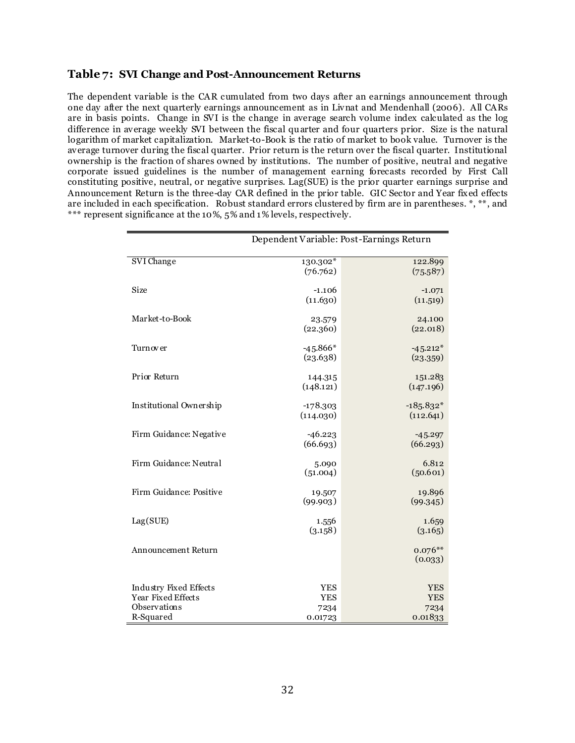### Table 7: SVI Change and Post-Announcement Returns

The dependent variable is the CAR cumulated from two days after an earnings announcement through one day after the next quarterly earnings announcement as in Livnat and Mendenhall (2006). All CARs are in basis points. Change in SVI is the change in average search volume index calculated as the log difference in average weekly SVI between the fiscal quarter and four quarters prior. Size is the natural logarithm of market capitalization. Market-to-Book is the ratio of market to book value. Turnover is the average turnover during the fiscal quarter. Prior return is the return over the fiscal quarter. Institutional ownership is the fraction of shares owned by institutions. The number of positive, neutral and negative corporate issued guidelines is the number of management earning forecasts recorded by First Call constituting positive, neutral, or negative surprises. Lag(SUE) is the prior quarter earnings surprise and Announcement Return is the three-day CAR defined in the prior table. GIC Sector and Year fixed effects are included in each specification. Robust standard errors clustered by firm are in parentheses. *, **, and *** represent significance at the 10%, 5% and 1% levels, respectively.

| | Dependent Variable: Post-Earnings Return | |
|---|---|---|
| SVI Change | 130.302* | 122.899 |
| | (76.762) | (75.587) |
| Size | -1.106 | -1.071 |
| | (11.630) | (11.519) |
| Market-to-Book | 23.579 | 24.100 |
| | (22.360) | (22.018) |
| Turnover | -45.866* | -45.212* |
| | (23.638) | (23.359) |
| Prior Return | 144.315 | 151.283 |
| | (148.121) | (147.196) |
| Institutional Ownership | -178.303 | -185.832* |
| | (114.030) | (112.641) |
| Firm Guidance: Negative | -46.223 | -45.297 |
| | (66.693) | (66.293) |
| Firm Guidance: Neutral | 5.090 | 6.812 |
| | (51.004) | (50.601) |
| Firm Guidance: Positive | 19.507 | 19.896 |
| | (99.903) | (99.345) |
| Lag(SUE) | 1.556 | 1.659 |
| | (3.158) | (3.165) |
| Announcement Return | | 0.076** |
| | | (0.033) |
| Industry Fixed Effects | YES | YES |
| Year Fixed Effects | YES | YES |
| Observations | 7234 | 7234 |
| R-Squared | 0.01723 | 0.01833 |